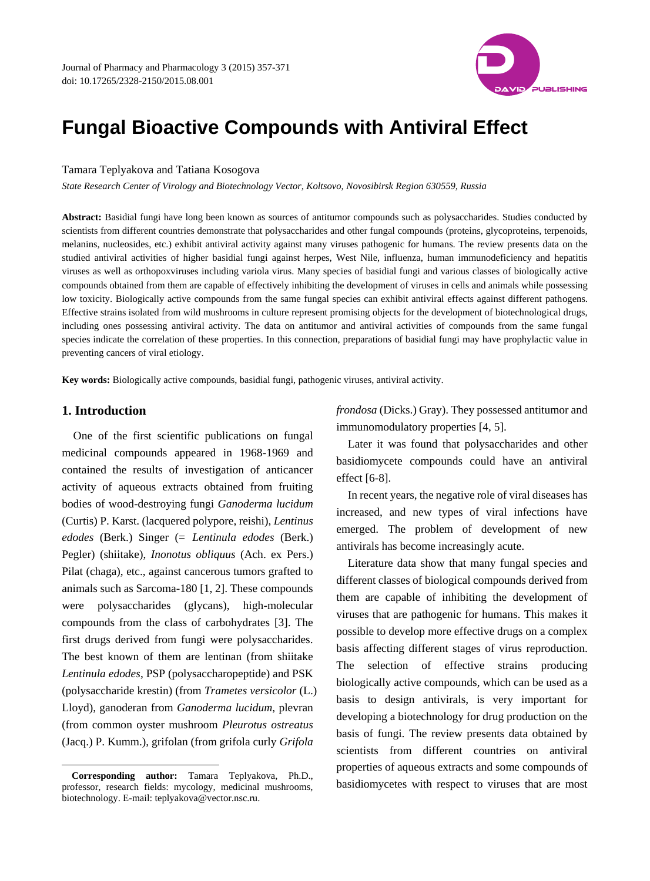# Fungal Bioactive Compounds with Antiviral Effect

Tamara Teplyakova and Tatiana Kosogova

*State Research Center of Virology and Biotechnology Vector, Koltsovo, Novosibirsk Region 630559, Russia*

**Abstract:** Basidial fungi have long been known as sources of antitumor compounds such as polysaccharides. Studies conducted by scientists from different countries demonstrate that polysaccharides and other fungal compounds (proteins, glycoproteins, terpenoids, melanins, nucleosides, etc.) exhibit antiviral activity against many viruses pathogenic for humans. The review presents data on the studied antiviral activities of higher basidial fungi against herpes, West Nile, influenza, human immunodeficiency and hepatitis viruses as well as orthopoxviruses including variola virus. Many species of basidial fungi and various classes of biologically active compounds obtained from them are capable of effectively inhibiting the development of viruses in cells and animals while possessing low toxicity. Biologically active compounds from the same fungal species can exhibit antiviral effects against different pathogens. Effective strains isolated from wild mushrooms in culture represent promising objects for the development of biotechnological drugs, including ones possessing antiviral activity. The data on antitumor and antiviral activities of compounds from the same fungal species indicate the correlation of these properties. In this connection, preparations of basidial fungi may have prophylactic value in preventing cancers of viral etiology.

**Key words:** Biologically active compounds, basidial fungi, pathogenic viruses, antiviral activity.

## 1. Introduction

One of the first scientific publications on fungal medicinal compounds appeared in 1968-1969 and contained the results of investigation of anticancer activity of aqueous extracts obtained from fruiting bodies of wood-destroying fungi *Ganoderma lucidum* (Curtis) P. Karst. (lacquered polypore, reishi), *Lentinus edodes* (Berk.) Singer (= *Lentinula edodes* (Berk.) Pegler) (shiitake), *Inonotus obliquus* (Ach. ex Pers.) Pilat (chaga), etc., against cancerous tumors grafted to animals such as Sarcoma-180 [1, 2]. These compounds were polysaccharides (glycans), high-molecular compounds from the class of carbohydrates [3]. The first drugs derived from fungi were polysaccharides. The best known of them are lentinan (from shiitake *Lentinula edodes*, PSP (polysaccharopeptide) and PSK (polysaccharide krestin) (from *Trametes versicolor* (L.) Lloyd), ganoderan from *Ganoderma lucidum*, plevran (from common oyster mushroom *Pleurotus ostreatus* (Jacq.) P. Kumm.), grifolan (from grifola curly *Grifola frondosa* (Dicks.) Gray). They possessed antitumor and immunomodulatory properties [4, 5].

Later it was found that polysaccharides and other basidiomycete compounds could have an antiviral effect [6-8].

In recent years, the negative role of viral diseases has increased, and new types of viral infections have emerged. The problem of development of new antivirals has become increasingly acute.

Literature data show that many fungal species and different classes of biological compounds derived from them are capable of inhibiting the development of viruses that are pathogenic for humans. This makes it possible to develop more effective drugs on a complex basis affecting different stages of virus reproduction. The selection of effective strains producing biologically active compounds, which can be used as a basis to design antivirals, is very important for developing a biotechnology for drug production on the basis of fungi. The review presents data obtained by scientists from different countries on antiviral properties of aqueous extracts and some compounds of basidiomycetes with respect to viruses that are most

**Corresponding author:** Tamara Teplyakova, Ph.D., professor, research fields: mycology, medicinal mushrooms, biotechnology. E-mail: teplyakova@vector.nsc.ru.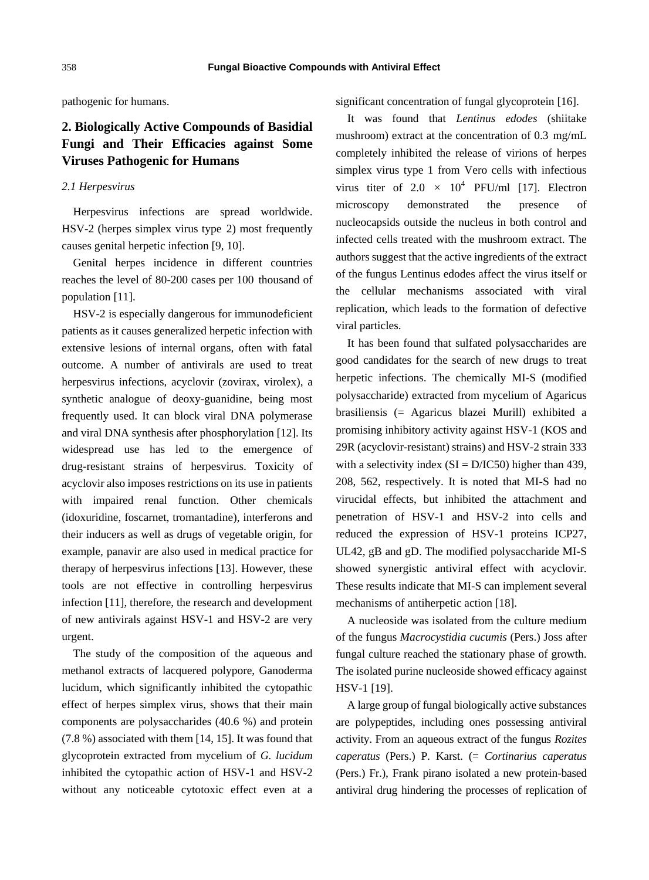pathogenic for humans.

## 2. Biologically Active Compounds of Basidial Fungi and Their Efficacies against Some Viruses Pathogenic for Humans

### *2.1 Herpesvirus*

Herpesvirus infections are spread worldwide. HSV-2 (herpes simplex virus type 2) most frequently causes genital herpetic infection [9, 10].

Genital herpes incidence in different countries reaches the level of 80-200 cases per 100 thousand of population [11].

HSV-2 is especially dangerous for immunodeficient patients as it causes generalized herpetic infection with extensive lesions of internal organs, often with fatal outcome. A number of antivirals are used to treat herpesvirus infections, acyclovir (zovirax, virolex), a synthetic analogue of deoxy-guanidine, being most frequently used. It can block viral DNA polymerase and viral DNA synthesis after phosphorylation [12]. Its widespread use has led to the emergence of drug-resistant strains of herpesvirus. Toxicity of acyclovir also imposes restrictions on its use in patients with impaired renal function. Other chemicals (idoxuridine, foscarnet, tromantadine), interferons and their inducers as well as drugs of vegetable origin, for example, panavir are also used in medical practice for therapy of herpesvirus infections [13]. However, these tools are not effective in controlling herpesvirus infection [11], therefore, the research and development of new antivirals against HSV-1 and HSV-2 are very urgent.

The study of the composition of the aqueous and methanol extracts of lacquered polypore, Ganoderma lucidum, which significantly inhibited the cytopathic effect of herpes simplex virus, shows that their main components are polysaccharides (40.6 %) and protein (7.8 %) associated with them [14, 15]. It was found that glycoprotein extracted from mycelium of *G. lucidum* inhibited the cytopathic action of HSV-1 and HSV-2 without any noticeable cytotoxic effect even at a significant concentration of fungal glycoprotein [16].

It was found that *Lentinus edodes* (shiitake mushroom) extract at the concentration of 0.3 mg/mL completely inhibited the release of virions of herpes simplex virus type 1 from Vero cells with infectious virus titer of $2.0 \times 10^4$ PFU/ml [17]. Electron microscopy demonstrated the presence of nucleocapsids outside the nucleus in both control and infected cells treated with the mushroom extract. The authors suggest that the active ingredients of the extract of the fungus Lentinus edodes affect the virus itself or the cellular mechanisms associated with viral replication, which leads to the formation of defective viral particles.

It has been found that sulfated polysaccharides are good candidates for the search of new drugs to treat herpetic infections. The chemically MI-S (modified polysaccharide) extracted from mycelium of Agaricus brasiliensis (= Agaricus blazei Murill) exhibited a promising inhibitory activity against HSV-1 (KOS and 29R (acyclovir-resistant) strains) and HSV-2 strain 333 with a selectivity index (SI = D/IC50) higher than 439, 208, 562, respectively. It is noted that MI-S had no virucidal effects, but inhibited the attachment and penetration of HSV-1 and HSV-2 into cells and reduced the expression of HSV-1 proteins ICP27, UL42, gB and gD. The modified polysaccharide MI-S showed synergistic antiviral effect with acyclovir. These results indicate that MI-S can implement several mechanisms of antiherpetic action [18].

A nucleoside was isolated from the culture medium of the fungus *Macrocystidia cucumis* (Pers.) Joss after fungal culture reached the stationary phase of growth. The isolated purine nucleoside showed efficacy against HSV-1 [19].

A large group of fungal biologically active substances are polypeptides, including ones possessing antiviral activity. From an aqueous extract of the fungus *Rozites caperatus* (Pers.) P. Karst. (= *Cortinarius caperatus* (Pers.) Fr.), Frank pirano isolated a new protein-based antiviral drug hindering the processes of replication of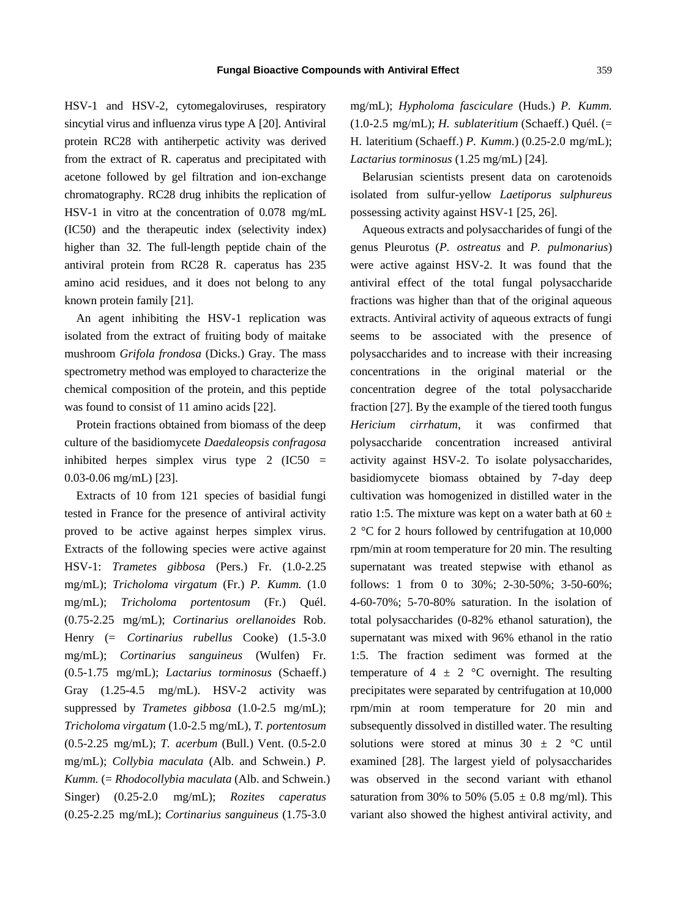HSV-1 and HSV-2, cytomegaloviruses, respiratory sincytial virus and influenza virus type A [20]. Antiviral protein RC28 with antiherpetic activity was derived from the extract of R. caperatus and precipitated with acetone followed by gel filtration and ion-exchange chromatography. RC28 drug inhibits the replication of HSV-1 in vitro at the concentration of 0.078 mg/mL (IC50) and the therapeutic index (selectivity index) higher than 32. The full-length peptide chain of the antiviral protein from RC28 R. caperatus has 235 amino acid residues, and it does not belong to any known protein family [21].

An agent inhibiting the HSV-1 replication was isolated from the extract of fruiting body of maitake mushroom *Grifola frondosa* (Dicks.) Gray. The mass spectrometry method was employed to characterize the chemical composition of the protein, and this peptide was found to consist of 11 amino acids [22].

Protein fractions obtained from biomass of the deep culture of the basidiomycete *Daedaleopsis confragosa* inhibited herpes simplex virus type 2 (IC50 = 0.03-0.06 mg/mL) [23].

Extracts of 10 from 121 species of basidial fungi tested in France for the presence of antiviral activity proved to be active against herpes simplex virus. Extracts of the following species were active against HSV-1: *Trametes gibbosa* (Pers.) Fr. (1.0-2.25 mg/mL); *Tricholoma virgatum* (Fr.) *P. Kumm.* (1.0 mg/mL); *Tricholoma portentosum* (Fr.) Quél. (0.75-2.25 mg/mL); *Cortinarius orellanoides* Rob. Henry (= *Cortinarius rubellus* Cooke) (1.5-3.0 mg/mL); *Cortinarius sanguineus* (Wulfen) Fr. (0.5-1.75 mg/mL); *Lactarius torminosus* (Schaeff.) Gray (1.25-4.5 mg/mL). HSV-2 activity was suppressed by *Trametes gibbosa* (1.0-2.5 mg/mL); *Tricholoma virgatum* (1.0-2.5 mg/mL), *T. portentosum* (0.5-2.25 mg/mL); *T. acerbum* (Bull.) Vent. (0.5-2.0 mg/mL); *Collybia maculata* (Alb. and Schwein.) *P. Kumm.* (= *Rhodocollybia maculata* (Alb. and Schwein.) Singer) (0.25-2.0 mg/mL); *Rozites caperatus* (0.25-2.25 mg/mL); *Cortinarius sanguineus* (1.75-3.0 mg/mL); *Hypholoma fasciculare* (Huds.) *P. Kumm.* (1.0-2.5 mg/mL); *H. sublateritium* (Schaeff.) Quél. (= H. lateritium (Schaeff.) *P. Kumm.*) (0.25-2.0 mg/mL); *Lactarius torminosus* (1.25 mg/mL) [24].

Belarusian scientists present data on carotenoids isolated from sulfur-yellow *Laetiporus sulphureus* possessing activity against HSV-1 [25, 26].

Aqueous extracts and polysaccharides of fungi of the genus Pleurotus (*P. ostreatus* and *P. pulmonarius*) were active against HSV-2. It was found that the antiviral effect of the total fungal polysaccharide fractions was higher than that of the original aqueous extracts. Antiviral activity of aqueous extracts of fungi seems to be associated with the presence of polysaccharides and to increase with their increasing concentrations in the original material or the concentration degree of the total polysaccharide fraction [27]. By the example of the tiered tooth fungus *Hericium cirrhatum*, it was confirmed that polysaccharide concentration increased antiviral activity against HSV-2. To isolate polysaccharides, basidiomycete biomass obtained by 7-day deep cultivation was homogenized in distilled water in the ratio 1:5. The mixture was kept on a water bath at 60 ± 2 °C for 2 hours followed by centrifugation at 10,000 rpm/min at room temperature for 20 min. The resulting supernatant was treated stepwise with ethanol as follows: 1 from 0 to 30%; 2-30-50%; 3-50-60%; 4-60-70%; 5-70-80% saturation. In the isolation of total polysaccharides (0-82% ethanol saturation), the supernatant was mixed with 96% ethanol in the ratio 1:5. The fraction sediment was formed at the temperature of 4 ± 2 °C overnight. The resulting precipitates were separated by centrifugation at 10,000 rpm/min at room temperature for 20 min and subsequently dissolved in distilled water. The resulting solutions were stored at minus 30 ± 2 °C until examined [28]. The largest yield of polysaccharides was observed in the second variant with ethanol saturation from 30% to 50% (5.05 ± 0.8 mg/ml). This variant also showed the highest antiviral activity, and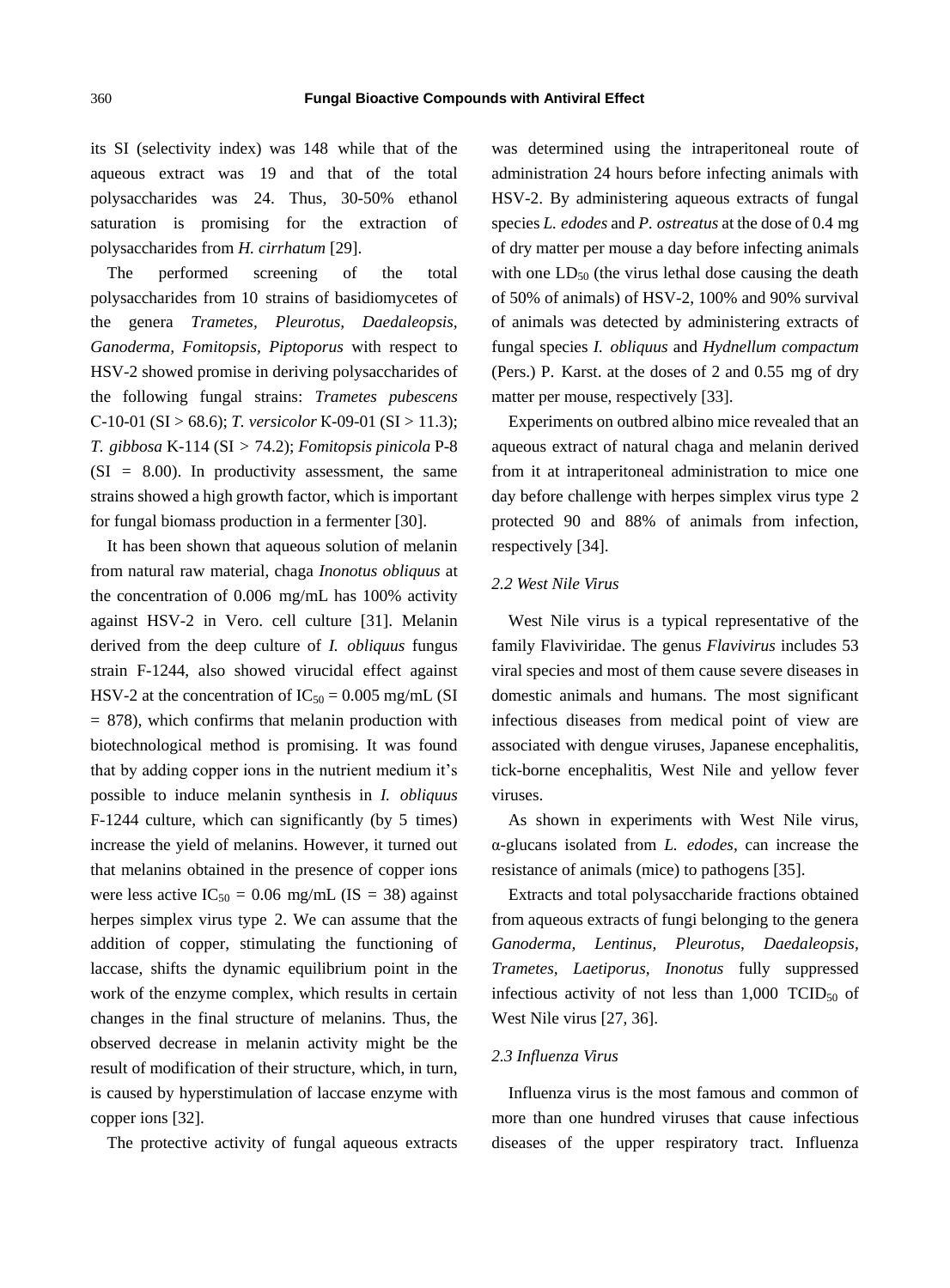its SI (selectivity index) was 148 while that of the aqueous extract was 19 and that of the total polysaccharides was 24. Thus, 30-50% ethanol saturation is promising for the extraction of polysaccharides from *H. cirrhatum* [29].

The performed screening of the total polysaccharides from 10 strains of basidiomycetes of the genera *Trametes, Pleurotus, Daedaleopsis, Ganoderma, Fomitopsis, Piptoporus* with respect to HSV-2 showed promise in deriving polysaccharides of the following fungal strains: *Trametes pubescens* C-10-01 (SI > 68.6); *T. versicolor* K-09-01 (SI > 11.3); *T. gibbosa* K-114 (SI > 74.2); *Fomitopsis pinicola* P-8 (SI = 8.00). In productivity assessment, the same strains showed a high growth factor, which is important for fungal biomass production in a fermenter [30].

It has been shown that aqueous solution of melanin from natural raw material, chaga *Inonotus obliquus* at the concentration of 0.006 mg/mL has 100% activity against HSV-2 in Vero. cell culture [31]. Melanin derived from the deep culture of *I. obliquus* fungus strain F-1244, also showed virucidal effect against HSV-2 at the concentration of $IC_{50}$ = 0.005 mg/mL (SI = 878), which confirms that melanin production with biotechnological method is promising. It was found that by adding copper ions in the nutrient medium it's possible to induce melanin synthesis in *I. obliquus* F-1244 culture, which can significantly (by 5 times) increase the yield of melanins. However, it turned out that melanins obtained in the presence of copper ions were less active $IC_{50}$ = 0.06 mg/mL (IS = 38) against herpes simplex virus type 2. We can assume that the addition of copper, stimulating the functioning of laccase, shifts the dynamic equilibrium point in the work of the enzyme complex, which results in certain changes in the final structure of melanins. Thus, the observed decrease in melanin activity might be the result of modification of their structure, which, in turn, is caused by hyperstimulation of laccase enzyme with copper ions [32].

The protective activity of fungal aqueous extracts was determined using the intraperitoneal route of administration 24 hours before infecting animals with HSV-2. By administering aqueous extracts of fungal species *L. edodes* and *P. ostreatus* at the dose of 0.4 mg of dry matter per mouse a day before infecting animals with one $LD_{50}$ (the virus lethal dose causing the death of 50% of animals) of HSV-2, 100% and 90% survival of animals was detected by administering extracts of fungal species *I. obliquus* and *Hydnellum compactum* (Pers.) P. Karst. at the doses of 2 and 0.55 mg of dry matter per mouse, respectively [33].

Experiments on outbred albino mice revealed that an aqueous extract of natural chaga and melanin derived from it at intraperitoneal administration to mice one day before challenge with herpes simplex virus type 2 protected 90 and 88% of animals from infection, respectively [34].

### *2.2 West Nile Virus*

West Nile virus is a typical representative of the family Flaviviridae. The genus *Flavivirus* includes 53 viral species and most of them cause severe diseases in domestic animals and humans. The most significant infectious diseases from medical point of view are associated with dengue viruses, Japanese encephalitis, tick-borne encephalitis, West Nile and yellow fever viruses.

As shown in experiments with West Nile virus, α-glucans isolated from *L. edodes*, can increase the resistance of animals (mice) to pathogens [35].

Extracts and total polysaccharide fractions obtained from aqueous extracts of fungi belonging to the genera *Ganoderma, Lentinus, Pleurotus, Daedaleopsis, Trametes, Laetiporus, Inonotus* fully suppressed infectious activity of not less than 1,000 $TCID_{50}$ of West Nile virus [27, 36].

### *2.3 Influenza Virus*

Influenza virus is the most famous and common of more than one hundred viruses that cause infectious diseases of the upper respiratory tract. Influenza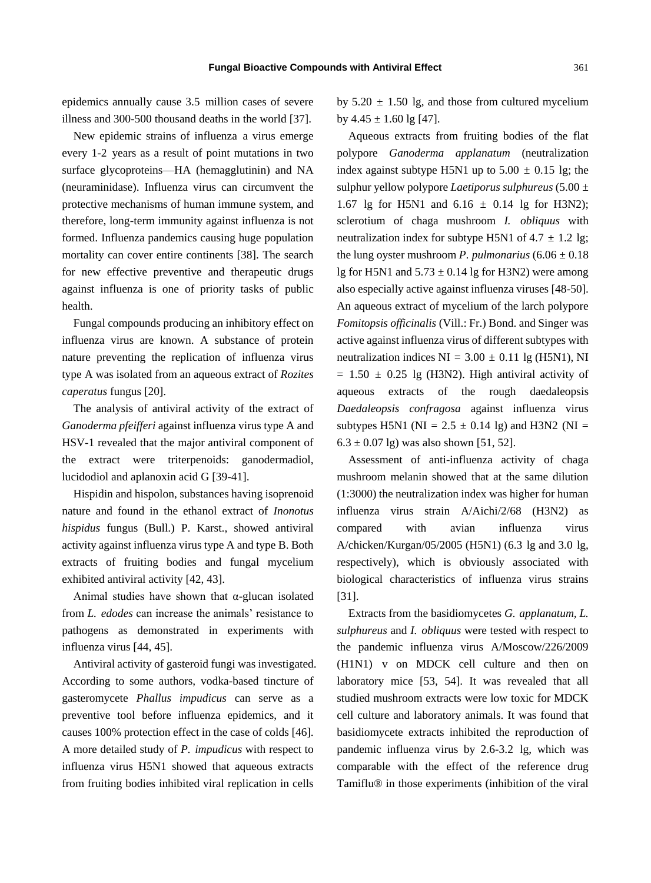epidemics annually cause 3.5 million cases of severe illness and 300-500 thousand deaths in the world [37].

New epidemic strains of influenza a virus emerge every 1-2 years as a result of point mutations in two surface glycoproteins—HA (hemagglutinin) and NA (neuraminidase). Influenza virus can circumvent the protective mechanisms of human immune system, and therefore, long-term immunity against influenza is not formed. Influenza pandemics causing huge population mortality can cover entire continents [38]. The search for new effective preventive and therapeutic drugs against influenza is one of priority tasks of public health.

Fungal compounds producing an inhibitory effect on influenza virus are known. A substance of protein nature preventing the replication of influenza virus type A was isolated from an aqueous extract of *Rozites caperatus* fungus [20].

The analysis of antiviral activity of the extract of *Ganoderma pfeifferi* against influenza virus type A and HSV-1 revealed that the major antiviral component of the extract were triterpenoids: ganodermadiol, lucidodiol and aplanoxin acid G [39-41].

Hispidin and hispolon, substances having isoprenoid nature and found in the ethanol extract of *Inonotus hispidus* fungus (Bull.) P. Karst., showed antiviral activity against influenza virus type A and type B. Both extracts of fruiting bodies and fungal mycelium exhibited antiviral activity [42, 43].

Animal studies have shown that α-glucan isolated from *L. edodes* can increase the animals' resistance to pathogens as demonstrated in experiments with influenza virus [44, 45].

Antiviral activity of gasteroid fungi was investigated. According to some authors, vodka-based tincture of gasteromycete *Phallus impudicus* can serve as a preventive tool before influenza epidemics, and it causes 100% protection effect in the case of colds [46]. A more detailed study of *P. impudicus* with respect to influenza virus H5N1 showed that aqueous extracts from fruiting bodies inhibited viral replication in cells by $5.20 \pm 1.50$ lg, and those from cultured mycelium by $4.45 \pm 1.60$ lg [47].

Aqueous extracts from fruiting bodies of the flat polypore *Ganoderma applanatum* (neutralization index against subtype H5N1 up to $5.00 \pm 0.15$ lg; the sulphur yellow polypore *Laetiporus sulphureus* ($5.00 \pm 1.67$ lg for H5N1 and $6.16 \pm 0.14$ lg for H3N2); sclerotium of chaga mushroom *I. obliquus* with neutralization index for subtype H5N1 of $4.7 \pm 1.2$ lg; the lung oyster mushroom *P. pulmonarius* ($6.06 \pm 0.18$ lg for H5N1 and $5.73 \pm 0.14$ lg for H3N2) were among also especially active against influenza viruses [48-50]. An aqueous extract of mycelium of the larch polypore *Fomitopsis officinalis* (Vill.: Fr.) Bond. and Singer was active against influenza virus of different subtypes with neutralization indices NI = $3.00 \pm 0.11$ lg (H5N1), NI = $1.50 \pm 0.25$ lg (H3N2). High antiviral activity of aqueous extracts of the rough daedaleopsis *Daedaleopsis confragosa* against influenza virus subtypes H5N1 (NI = $2.5 \pm 0.14$ lg) and H3N2 (NI = $6.3 \pm 0.07$ lg) was also shown [51, 52].

Assessment of anti-influenza activity of chaga mushroom melanin showed that at the same dilution (1:3000) the neutralization index was higher for human influenza virus strain A/Aichi/2/68 (H3N2) as compared with avian influenza virus A/chicken/Kurgan/05/2005 (H5N1) (6.3 lg and 3.0 lg, respectively), which is obviously associated with biological characteristics of influenza virus strains [31].

Extracts from the basidiomycetes *G. applanatum*, *L. sulphureus* and *I. obliquus* were tested with respect to the pandemic influenza virus A/Moscow/226/2009 (H1N1) v on MDCK cell culture and then on laboratory mice [53, 54]. It was revealed that all studied mushroom extracts were low toxic for MDCK cell culture and laboratory animals. It was found that basidiomycete extracts inhibited the reproduction of pandemic influenza virus by 2.6-3.2 lg, which was comparable with the effect of the reference drug Tamiflu® in those experiments (inhibition of the viral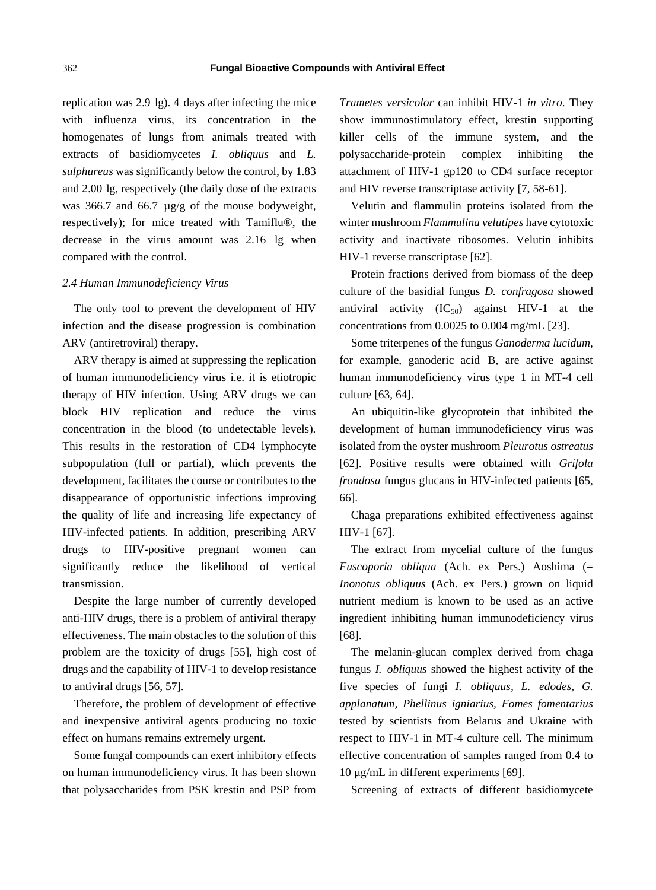replication was 2.9 lg). 4 days after infecting the mice with influenza virus, its concentration in the homogenates of lungs from animals treated with extracts of basidiomycetes *I. obliquus* and *L. sulphureus* was significantly below the control, by 1.83 and 2.00 lg, respectively (the daily dose of the extracts was 366.7 and 66.7 µg/g of the mouse bodyweight, respectively); for mice treated with Tamiflu®, the decrease in the virus amount was 2.16 lg when compared with the control.

### *2.4 Human Immunodeficiency Virus*

The only tool to prevent the development of HIV infection and the disease progression is combination ARV (antiretroviral) therapy.

ARV therapy is aimed at suppressing the replication of human immunodeficiency virus i.e. it is etiotropic therapy of HIV infection. Using ARV drugs we can block HIV replication and reduce the virus concentration in the blood (to undetectable levels). This results in the restoration of CD4 lymphocyte subpopulation (full or partial), which prevents the development, facilitates the course or contributes to the disappearance of opportunistic infections improving the quality of life and increasing life expectancy of HIV-infected patients. In addition, prescribing ARV drugs to HIV-positive pregnant women can significantly reduce the likelihood of vertical transmission.

Despite the large number of currently developed anti-HIV drugs, there is a problem of antiviral therapy effectiveness. The main obstacles to the solution of this problem are the toxicity of drugs [55], high cost of drugs and the capability of HIV-1 to develop resistance to antiviral drugs [56, 57].

Therefore, the problem of development of effective and inexpensive antiviral agents producing no toxic effect on humans remains extremely urgent.

Some fungal compounds can exert inhibitory effects on human immunodeficiency virus. It has been shown that polysaccharides from PSK krestin and PSP from *Trametes versicolor* can inhibit HIV-1 *in vitro*. They show immunostimulatory effect, krestin supporting killer cells of the immune system, and the polysaccharide-protein complex inhibiting the attachment of HIV-1 gp120 to CD4 surface receptor and HIV reverse transcriptase activity [7, 58-61].

Velutin and flammulin proteins isolated from the winter mushroom *Flammulina velutipes* have cytotoxic activity and inactivate ribosomes. Velutin inhibits HIV-1 reverse transcriptase [62].

Protein fractions derived from biomass of the deep culture of the basidial fungus *D. confragosa* showed antiviral activity ($IC_{50}$) against HIV-1 at the concentrations from 0.0025 to 0.004 mg/mL [23].

Some triterpenes of the fungus *Ganoderma lucidum*, for example, ganoderic acid B, are active against human immunodeficiency virus type 1 in MT-4 cell culture [63, 64].

An ubiquitin-like glycoprotein that inhibited the development of human immunodeficiency virus was isolated from the oyster mushroom *Pleurotus ostreatus* [62]. Positive results were obtained with *Grifola frondosa* fungus glucans in HIV-infected patients [65, 66].

Chaga preparations exhibited effectiveness against HIV-1 [67].

The extract from mycelial culture of the fungus *Fuscoporia obliqua* (Ach. ex Pers.) Aoshima (= *Inonotus obliquus* (Ach. ex Pers.) grown on liquid nutrient medium is known to be used as an active ingredient inhibiting human immunodeficiency virus [68].

The melanin-glucan complex derived from chaga fungus *I. obliquus* showed the highest activity of the five species of fungi *I. obliquus, L. edodes, G. applanatum, Phellinus igniarius, Fomes fomentarius* tested by scientists from Belarus and Ukraine with respect to HIV-1 in MT-4 culture cell. The minimum effective concentration of samples ranged from 0.4 to 10 µg/mL in different experiments [69].

Screening of extracts of different basidiomycete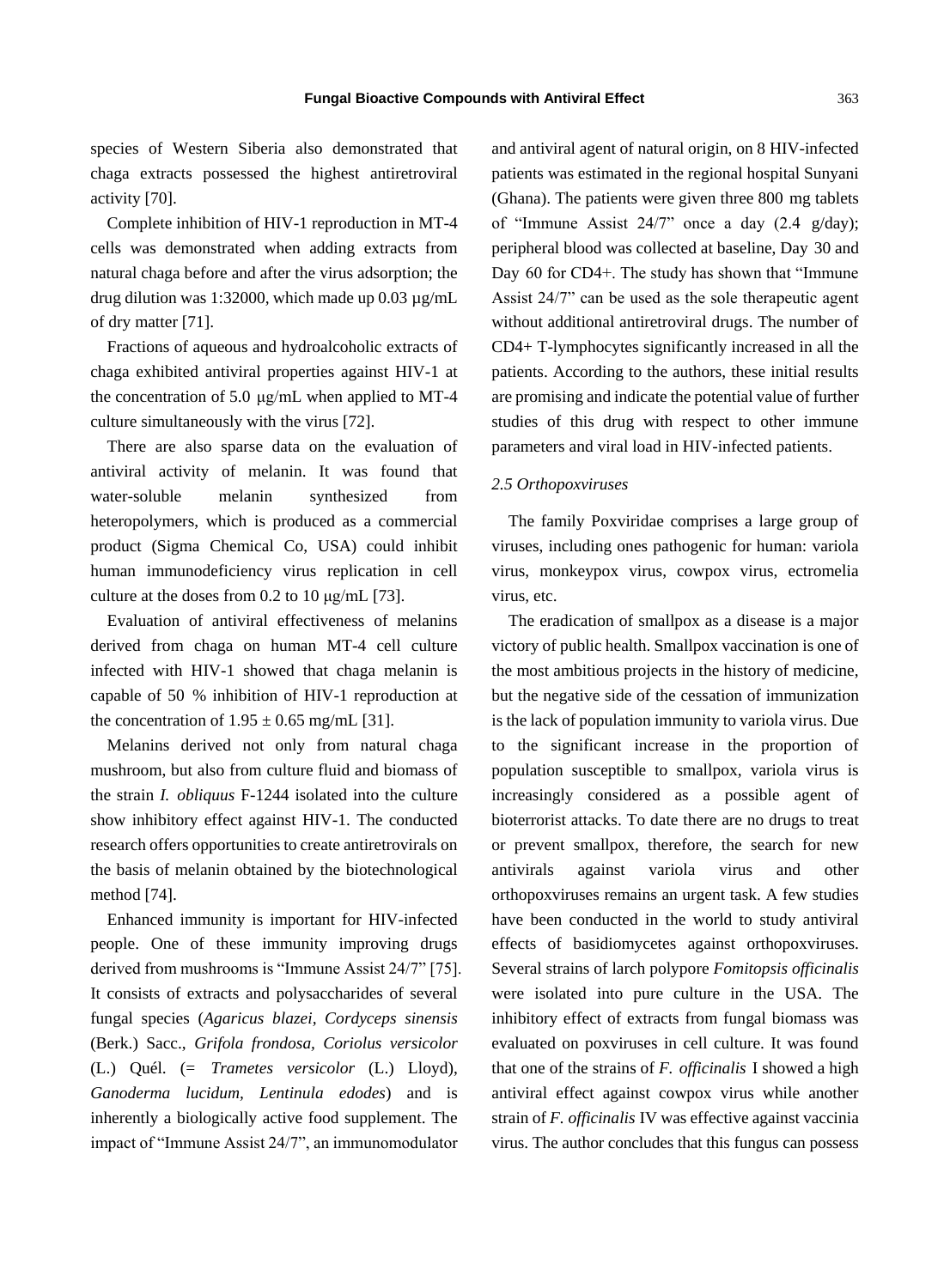species of Western Siberia also demonstrated that chaga extracts possessed the highest antiretroviral activity [70].

Complete inhibition of HIV-1 reproduction in MT-4 cells was demonstrated when adding extracts from natural chaga before and after the virus adsorption; the drug dilution was 1:32000, which made up 0.03 µg/mL of dry matter [71].

Fractions of aqueous and hydroalcoholic extracts of chaga exhibited antiviral properties against HIV-1 at the concentration of 5.0 μg/mL when applied to MT-4 culture simultaneously with the virus [72].

There are also sparse data on the evaluation of antiviral activity of melanin. It was found that water-soluble melanin synthesized from heteropolymers, which is produced as a commercial product (Sigma Chemical Co, USA) could inhibit human immunodeficiency virus replication in cell culture at the doses from 0.2 to 10 μg/mL [73].

Evaluation of antiviral effectiveness of melanins derived from chaga on human MT-4 cell culture infected with HIV-1 showed that chaga melanin is capable of 50 % inhibition of HIV-1 reproduction at the concentration of $1.95 \pm 0.65$ mg/mL [31].

Melanins derived not only from natural chaga mushroom, but also from culture fluid and biomass of the strain *I. obliquus* F-1244 isolated into the culture show inhibitory effect against HIV-1. The conducted research offers opportunities to create antiretrovirals on the basis of melanin obtained by the biotechnological method [74].

Enhanced immunity is important for HIV-infected people. One of these immunity improving drugs derived from mushrooms is "Immune Assist 24/7" [75]. It consists of extracts and polysaccharides of several fungal species (*Agaricus blazei*, *Cordyceps sinensis* (Berk.) Sacc., *Grifola frondosa, Coriolus versicolor* (L.) Quél. (= *Trametes versicolor* (L.) Lloyd), *Ganoderma lucidum, Lentinula edodes*) and is inherently a biologically active food supplement. The impact of "Immune Assist 24/7", an immunomodulator and antiviral agent of natural origin, on 8 HIV-infected patients was estimated in the regional hospital Sunyani (Ghana). The patients were given three 800 mg tablets of "Immune Assist 24/7" once a day (2.4 g/day); peripheral blood was collected at baseline, Day 30 and Day 60 for CD4+. The study has shown that "Immune Assist 24/7" can be used as the sole therapeutic agent without additional antiretroviral drugs. The number of CD4+ T-lymphocytes significantly increased in all the patients. According to the authors, these initial results are promising and indicate the potential value of further studies of this drug with respect to other immune parameters and viral load in HIV-infected patients.

### *2.5 Orthopoxviruses*

The family Poxviridae comprises a large group of viruses, including ones pathogenic for human: variola virus, monkeypox virus, cowpox virus, ectromelia virus, etc.

The eradication of smallpox as a disease is a major victory of public health. Smallpox vaccination is one of the most ambitious projects in the history of medicine, but the negative side of the cessation of immunization is the lack of population immunity to variola virus. Due to the significant increase in the proportion of population susceptible to smallpox, variola virus is increasingly considered as a possible agent of bioterrorist attacks. To date there are no drugs to treat or prevent smallpox, therefore, the search for new antivirals against variola virus and other orthopoxviruses remains an urgent task. A few studies have been conducted in the world to study antiviral effects of basidiomycetes against orthopoxviruses. Several strains of larch polypore *Fomitopsis officinalis* were isolated into pure culture in the USA. The inhibitory effect of extracts from fungal biomass was evaluated on poxviruses in cell culture. It was found that one of the strains of *F. officinalis* I showed a high antiviral effect against cowpox virus while another strain of *F. officinalis* IV was effective against vaccinia virus. The author concludes that this fungus can possess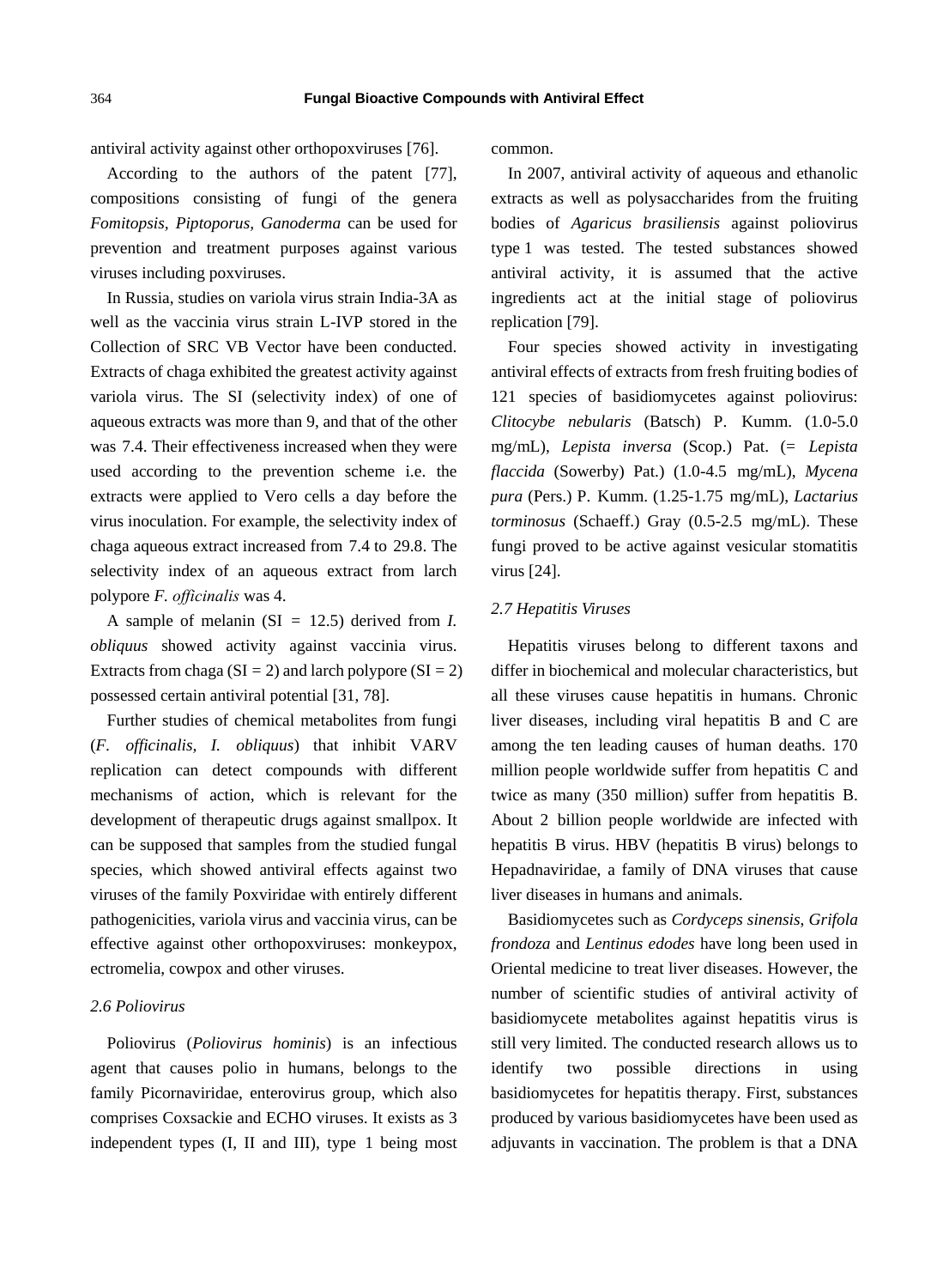antiviral activity against other orthopoxviruses [76].

According to the authors of the patent [77], compositions consisting of fungi of the genera *Fomitopsis*, *Piptoporus*, *Ganoderma* can be used for prevention and treatment purposes against various viruses including poxviruses.

In Russia, studies on variola virus strain India-3A as well as the vaccinia virus strain L-IVP stored in the Collection of SRC VB Vector have been conducted. Extracts of chaga exhibited the greatest activity against variola virus. The SI (selectivity index) of one of aqueous extracts was more than 9, and that of the other was 7.4. Their effectiveness increased when they were used according to the prevention scheme i.e. the extracts were applied to Vero cells a day before the virus inoculation. For example, the selectivity index of chaga aqueous extract increased from 7.4 to 29.8. The selectivity index of an aqueous extract from larch polypore *F. officinalis* was 4.

A sample of melanin (SI = 12.5) derived from *I. obliquus* showed activity against vaccinia virus. Extracts from chaga (SI = 2) and larch polypore (SI = 2) possessed certain antiviral potential [31, 78].

Further studies of chemical metabolites from fungi (*F. officinalis, I. obliquus*) that inhibit VARV replication can detect compounds with different mechanisms of action, which is relevant for the development of therapeutic drugs against smallpox. It can be supposed that samples from the studied fungal species, which showed antiviral effects against two viruses of the family Poxviridae with entirely different pathogenicities, variola virus and vaccinia virus, can be effective against other orthopoxviruses: monkeypox, ectromelia, cowpox and other viruses.

### *2.6 Poliovirus*

Poliovirus (*Poliovirus hominis*) is an infectious agent that causes polio in humans, belongs to the family Picornaviridae, enterovirus group, which also comprises Coxsackie and ECHO viruses. It exists as 3 independent types (I, II and III), type 1 being most common.

In 2007, antiviral activity of aqueous and ethanolic extracts as well as polysaccharides from the fruiting bodies of *Agaricus brasiliensis* against poliovirus type 1 was tested. The tested substances showed antiviral activity, it is assumed that the active ingredients act at the initial stage of poliovirus replication [79].

Four species showed activity in investigating antiviral effects of extracts from fresh fruiting bodies of 121 species of basidiomycetes against poliovirus: *Clitocybe nebularis* (Batsch) P. Kumm. (1.0-5.0 mg/mL), *Lepista inversa* (Scop.) Pat. (= *Lepista flaccida* (Sowerby) Pat.) (1.0-4.5 mg/mL), *Mycena pura* (Pers.) P. Kumm. (1.25-1.75 mg/mL), *Lactarius torminosus* (Schaeff.) Gray (0.5-2.5 mg/mL). These fungi proved to be active against vesicular stomatitis virus [24].

### *2.7 Hepatitis Viruses*

Hepatitis viruses belong to different taxons and differ in biochemical and molecular characteristics, but all these viruses cause hepatitis in humans. Chronic liver diseases, including viral hepatitis B and C are among the ten leading causes of human deaths. 170 million people worldwide suffer from hepatitis C and twice as many (350 million) suffer from hepatitis B. About 2 billion people worldwide are infected with hepatitis B virus. HBV (hepatitis B virus) belongs to Hepadnaviridae, a family of DNA viruses that cause liver diseases in humans and animals.

Basidiomycetes such as *Cordyceps sinensis*, *Grifola frondoza* and *Lentinus edodes* have long been used in Oriental medicine to treat liver diseases. However, the number of scientific studies of antiviral activity of basidiomycete metabolites against hepatitis virus is still very limited. The conducted research allows us to identify two possible directions in using basidiomycetes for hepatitis therapy. First, substances produced by various basidiomycetes have been used as adjuvants in vaccination. The problem is that a DNA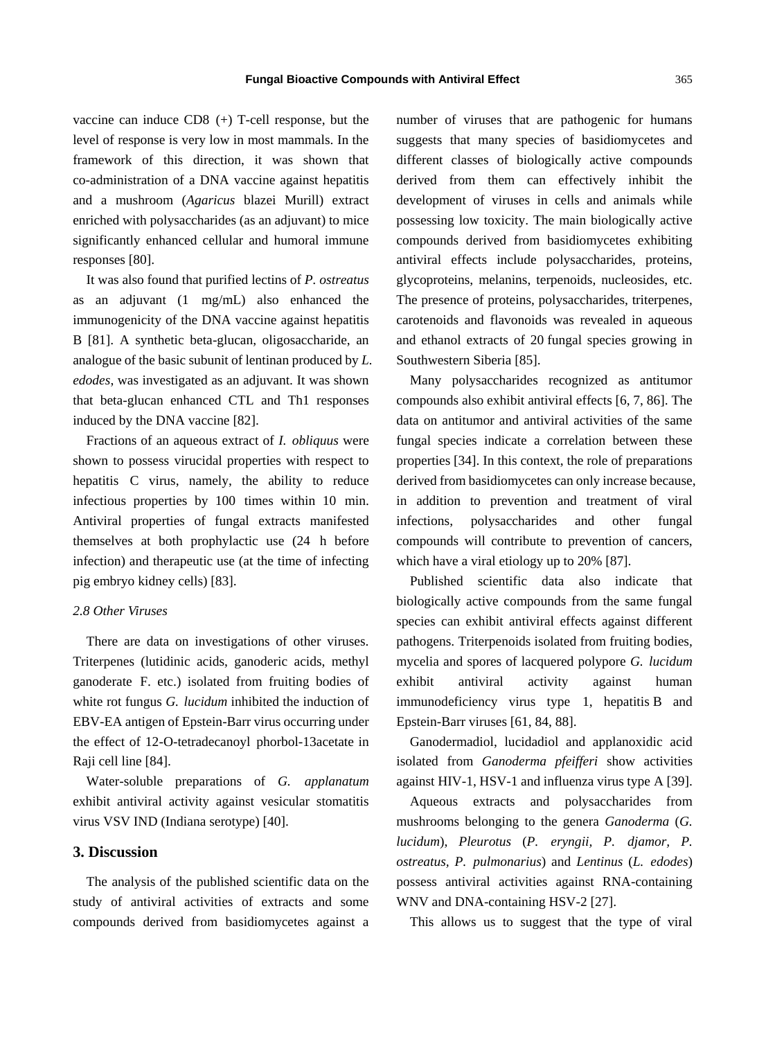vaccine can induce CD8 (+) T-cell response, but the level of response is very low in most mammals. In the framework of this direction, it was shown that co-administration of a DNA vaccine against hepatitis and a mushroom (*Agaricus* blazei Murill) extract enriched with polysaccharides (as an adjuvant) to mice significantly enhanced cellular and humoral immune responses [80].

It was also found that purified lectins of *P. ostreatus* as an adjuvant (1 mg/mL) also enhanced the immunogenicity of the DNA vaccine against hepatitis B [81]. A synthetic beta-glucan, oligosaccharide, an analogue of the basic subunit of lentinan produced by *L. edodes*, was investigated as an adjuvant. It was shown that beta-glucan enhanced CTL and Th1 responses induced by the DNA vaccine [82].

Fractions of an aqueous extract of *I. obliquus* were shown to possess virucidal properties with respect to hepatitis C virus, namely, the ability to reduce infectious properties by 100 times within 10 min. Antiviral properties of fungal extracts manifested themselves at both prophylactic use (24 h before infection) and therapeutic use (at the time of infecting pig embryo kidney cells) [83].

### *2.8 Other Viruses*

There are data on investigations of other viruses. Triterpenes (lutidinic acids, ganoderic acids, methyl ganoderate F. etc.) isolated from fruiting bodies of white rot fungus *G. lucidum* inhibited the induction of EBV-EA antigen of Epstein-Barr virus occurring under the effect of 12-O-tetradecanoyl phorbol-13acetate in Raji cell line [84].

Water-soluble preparations of *G. applanatum* exhibit antiviral activity against vesicular stomatitis virus VSV IND (Indiana serotype) [40].

## 3. Discussion

The analysis of the published scientific data on the study of antiviral activities of extracts and some compounds derived from basidiomycetes against a number of viruses that are pathogenic for humans suggests that many species of basidiomycetes and different classes of biologically active compounds derived from them can effectively inhibit the development of viruses in cells and animals while possessing low toxicity. The main biologically active compounds derived from basidiomycetes exhibiting antiviral effects include polysaccharides, proteins, glycoproteins, melanins, terpenoids, nucleosides, etc. The presence of proteins, polysaccharides, triterpenes, carotenoids and flavonoids was revealed in aqueous and ethanol extracts of 20 fungal species growing in Southwestern Siberia [85].

Many polysaccharides recognized as antitumor compounds also exhibit antiviral effects [6, 7, 86]. The data on antitumor and antiviral activities of the same fungal species indicate a correlation between these properties [34]. In this context, the role of preparations derived from basidiomycetes can only increase because, in addition to prevention and treatment of viral infections, polysaccharides and other fungal compounds will contribute to prevention of cancers, which have a viral etiology up to 20% [87].

Published scientific data also indicate that biologically active compounds from the same fungal species can exhibit antiviral effects against different pathogens. Triterpenoids isolated from fruiting bodies, mycelia and spores of lacquered polypore *G. lucidum* exhibit antiviral activity against human immunodeficiency virus type 1, hepatitis B and Epstein-Barr viruses [61, 84, 88].

Ganodermadiol, lucidadiol and applanoxidic acid isolated from *Ganoderma pfeifferi* show activities against HIV-1, HSV-1 and influenza virus type A [39].

Aqueous extracts and polysaccharides from mushrooms belonging to the genera *Ganoderma* (*G. lucidum*), *Pleurotus* (*P. eryngii, P. djamor, P. ostreatus, P. pulmonarius*) and *Lentinus* (*L. edodes*) possess antiviral activities against RNA-containing WNV and DNA-containing HSV-2 [27].

This allows us to suggest that the type of viral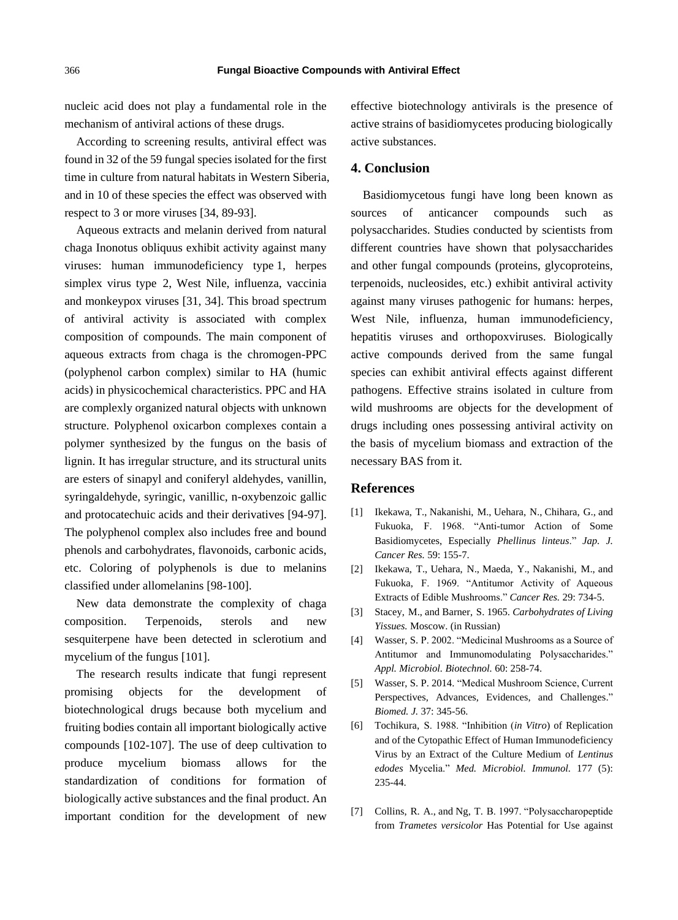nucleic acid does not play a fundamental role in the mechanism of antiviral actions of these drugs.

According to screening results, antiviral effect was found in 32 of the 59 fungal species isolated for the first time in culture from natural habitats in Western Siberia, and in 10 of these species the effect was observed with respect to 3 or more viruses [34, 89-93].

Aqueous extracts and melanin derived from natural chaga Inonotus obliquus exhibit activity against many viruses: human immunodeficiency type 1, herpes simplex virus type 2, West Nile, influenza, vaccinia and monkeypox viruses [31, 34]. This broad spectrum of antiviral activity is associated with complex composition of compounds. The main component of aqueous extracts from chaga is the chromogen-PPC (polyphenol carbon complex) similar to HA (humic acids) in physicochemical characteristics. PPC and HA are complexly organized natural objects with unknown structure. Polyphenol oxicarbon complexes contain a polymer synthesized by the fungus on the basis of lignin. It has irregular structure, and its structural units are esters of sinapyl and coniferyl aldehydes, vanillin, syringaldehyde, syringic, vanillic, n-oxybenzoic gallic and protocatechuic acids and their derivatives [94-97]. The polyphenol complex also includes free and bound phenols and carbohydrates, flavonoids, carbonic acids, etc. Coloring of polyphenols is due to melanins classified under allomelanins [98-100].

New data demonstrate the complexity of chaga composition. Terpenoids, sterols and new sesquiterpene have been detected in sclerotium and mycelium of the fungus [101].

The research results indicate that fungi represent promising objects for the development of biotechnological drugs because both mycelium and fruiting bodies contain all important biologically active compounds [102-107]. The use of deep cultivation to produce mycelium biomass allows for the standardization of conditions for formation of biologically active substances and the final product. An important condition for the development of new effective biotechnology antivirals is the presence of active strains of basidiomycetes producing biologically active substances.

## 4. Conclusion

Basidiomycetous fungi have long been known as sources of anticancer compounds such as polysaccharides. Studies conducted by scientists from different countries have shown that polysaccharides and other fungal compounds (proteins, glycoproteins, terpenoids, nucleosides, etc.) exhibit antiviral activity against many viruses pathogenic for humans: herpes, West Nile, influenza, human immunodeficiency, hepatitis viruses and orthopoxviruses. Biologically active compounds derived from the same fungal species can exhibit antiviral effects against different pathogens. Effective strains isolated in culture from wild mushrooms are objects for the development of drugs including ones possessing antiviral activity on the basis of mycelium biomass and extraction of the necessary BAS from it.

## References

[1] Ikekawa, T., Nakanishi, M., Uehara, N., Chihara, G., and Fukuoka, F. 1968. "Anti-tumor Action of Some Basidiomycetes, Especially *Phellinus linteus*." *Jap. J. Cancer Res.* 59: 155-7.

[2] Ikekawa, T., Uehara, N., Maeda, Y., Nakanishi, M., and Fukuoka, F. 1969. "Antitumor Activity of Aqueous Extracts of Edible Mushrooms." *Cancer Res.* 29: 734-5.

[3] Stacey, M., and Barner, S. 1965. *Carbohydrates of Living Yissues.* Moscow. (in Russian)

[4] Wasser, S. P. 2002. "Medicinal Mushrooms as a Source of Antitumor and Immunomodulating Polysaccharides." *Appl. Microbiol. Biotechnol.* 60: 258-74.

[5] Wasser, S. P. 2014. "Medical Mushroom Science, Current Perspectives, Advances, Evidences, and Challenges." *Biomed. J.* 37: 345-56.

[6] Tochikura, S. 1988. "Inhibition (*in Vitro*) of Replication and of the Cytopathic Effect of Human Immunodeficiency Virus by an Extract of the Culture Medium of *Lentinus edodes* Mycelia." *Med. Microbiol. Immunol.* 177 (5): 235-44.

[7] Collins, R. A., and Ng, T. B. 1997. "Polysaccharopeptide from *Trametes versicolor* Has Potential for Use against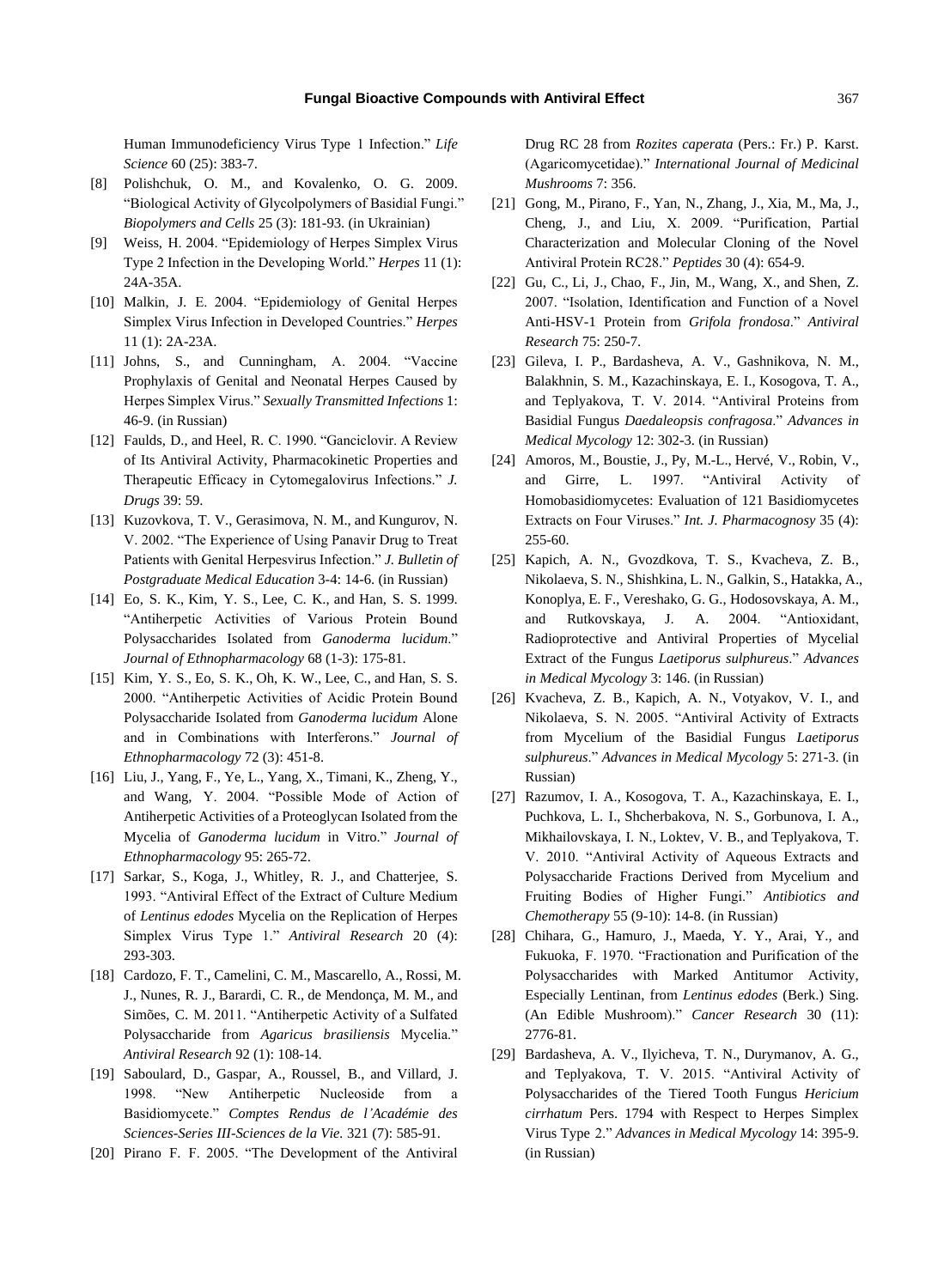Human Immunodeficiency Virus Type 1 Infection." *Life Science* 60 (25): 383-7.

[8] Polishchuk, O. M., and Kovalenko, O. G. 2009. "Biological Activity of Glycolpolymers of Basidial Fungi." *Biopolymers and Cells* 25 (3): 181-93. (in Ukrainian)

[9] Weiss, H. 2004. "Epidemiology of Herpes Simplex Virus Type 2 Infection in the Developing World." *Herpes* 11 (1): 24A-35A.

[10] Malkin, J. E. 2004. "Epidemiology of Genital Herpes Simplex Virus Infection in Developed Countries." *Herpes* 11 (1): 2A-23A.

[11] Johns, S., and Cunningham, A. 2004. "Vaccine Prophylaxis of Genital and Neonatal Herpes Caused by Herpes Simplex Virus." *Sexually Transmitted Infections* 1: 46-9. (in Russian)

[12] Faulds, D., and Heel, R. C. 1990. "Ganciclovir. A Review of Its Antiviral Activity, Pharmacokinetic Properties and Therapeutic Efficacy in Cytomegalovirus Infections." *J. Drugs* 39: 59.

[13] Kuzovkova, T. V., Gerasimova, N. M., and Kungurov, N. V. 2002. "The Experience of Using Panavir Drug to Treat Patients with Genital Herpesvirus Infection." *J. Bulletin of Postgraduate Medical Education* 3-4: 14-6. (in Russian)

[14] Eo, S. K., Kim, Y. S., Lee, C. K., and Han, S. S. 1999. "Antiherpetic Activities of Various Protein Bound Polysaccharides Isolated from *Ganoderma lucidum*." *Journal of Ethnopharmacology* 68 (1-3): 175-81.

[15] Kim, Y. S., Eo, S. K., Oh, K. W., Lee, C., and Han, S. S. 2000. "Antiherpetic Activities of Acidic Protein Bound Polysaccharide Isolated from *Ganoderma lucidum* Alone and in Combinations with Interferons." *Journal of Ethnopharmacology* 72 (3): 451-8.

[16] Liu, J., Yang, F., Ye, L., Yang, X., Timani, K., Zheng, Y., and Wang, Y. 2004. "Possible Mode of Action of Antiherpetic Activities of a Proteoglycan Isolated from the Mycelia of *Ganoderma lucidum* in Vitro." *Journal of Ethnopharmacology* 95: 265-72.

[17] Sarkar, S., Koga, J., Whitley, R. J., and Chatterjee, S. 1993. "Antiviral Effect of the Extract of Culture Medium of *Lentinus edodes* Mycelia on the Replication of Herpes Simplex Virus Type 1." *Antiviral Research* 20 (4): 293-303.

[18] Cardozo, F. T., Camelini, C. M., Mascarello, A., Rossi, M. J., Nunes, R. J., Barardi, C. R., de Mendonça, M. M., and Simões, C. M. 2011. "Antiherpetic Activity of a Sulfated Polysaccharide from *Agaricus brasiliensis* Mycelia." *Antiviral Research* 92 (1): 108-14.

[19] Saboulard, D., Gaspar, A., Roussel, B., and Villard, J. 1998. "New Antiherpetic Nucleoside from a Basidiomycete." *Comptes Rendus de l'Académie des Sciences-Series III-Sciences de la Vie.* 321 (7): 585-91.

[20] Pirano F. F. 2005. "The Development of the Antiviral Drug RC 28 from *Rozites caperata* (Pers.: Fr.) P. Karst. (Agaricomycetidae)." *International Journal of Medicinal Mushrooms* 7: 356.

[21] Gong, M., Pirano, F., Yan, N., Zhang, J., Xia, M., Ma, J., Cheng, J., and Liu, X. 2009. "Purification, Partial Characterization and Molecular Cloning of the Novel Antiviral Protein RC28." *Peptides* 30 (4): 654-9.

[22] Gu, C., Li, J., Chao, F., Jin, M., Wang, X., and Shen, Z. 2007. "Isolation, Identification and Function of a Novel Anti-HSV-1 Protein from *Grifola frondosa*." *Antiviral Research* 75: 250-7.

[23] Gileva, I. P., Bardasheva, A. V., Gashnikova, N. M., Balakhnin, S. M., Kazachinskaya, E. I., Kosogova, T. A., and Teplyakova, T. V. 2014. "Antiviral Proteins from Basidial Fungus *Daedaleopsis confragosa*." *Advances in Medical Mycology* 12: 302-3. (in Russian)

[24] Amoros, M., Boustie, J., Py, M.-L., Hervé, V., Robin, V., and Girre, L. 1997. "Antiviral Activity of Homobasidiomycetes: Evaluation of 121 Basidiomycetes Extracts on Four Viruses." *Int. J. Pharmacognosy* 35 (4): 255-60.

[25] Kapich, A. N., Gvozdkova, T. S., Kvacheva, Z. B., Nikolaeva, S. N., Shishkina, L. N., Galkin, S., Hatakka, A., Konoplya, E. F., Vereshako, G. G., Hodosovskaya, A. M., and Rutkovskaya, J. A. 2004. "Antioxidant, Radioprotective and Antiviral Properties of Mycelial Extract of the Fungus *Laetiporus sulphureus*." *Advances in Medical Mycology* 3: 146. (in Russian)

[26] Kvacheva, Z. B., Kapich, A. N., Votyakov, V. I., and Nikolaeva, S. N. 2005. "Antiviral Activity of Extracts from Mycelium of the Basidial Fungus *Laetiporus sulphureus*." *Advances in Medical Mycology* 5: 271-3. (in Russian)

[27] Razumov, I. A., Kosogova, T. A., Kazachinskaya, E. I., Puchkova, L. I., Shcherbakova, N. S., Gorbunova, I. A., Mikhailovskaya, I. N., Loktev, V. B., and Teplyakova, T. V. 2010. "Antiviral Activity of Aqueous Extracts and Polysaccharide Fractions Derived from Mycelium and Fruiting Bodies of Higher Fungi." *Antibiotics and Chemotherapy* 55 (9-10): 14-8. (in Russian)

[28] Chihara, G., Hamuro, J., Maeda, Y. Y., Arai, Y., and Fukuoka, F. 1970. "Fractionation and Purification of the Polysaccharides with Marked Antitumor Activity, Especially Lentinan, from *Lentinus edodes* (Berk.) Sing. (An Edible Mushroom)." *Cancer Research* 30 (11): 2776-81.

[29] Bardasheva, A. V., Ilyicheva, T. N., Durymanov, A. G., and Teplyakova, T. V. 2015. "Antiviral Activity of Polysaccharides of the Tiered Tooth Fungus *Hericium cirrhatum* Pers. 1794 with Respect to Herpes Simplex Virus Type 2." *Advances in Medical Mycology* 14: 395-9. (in Russian)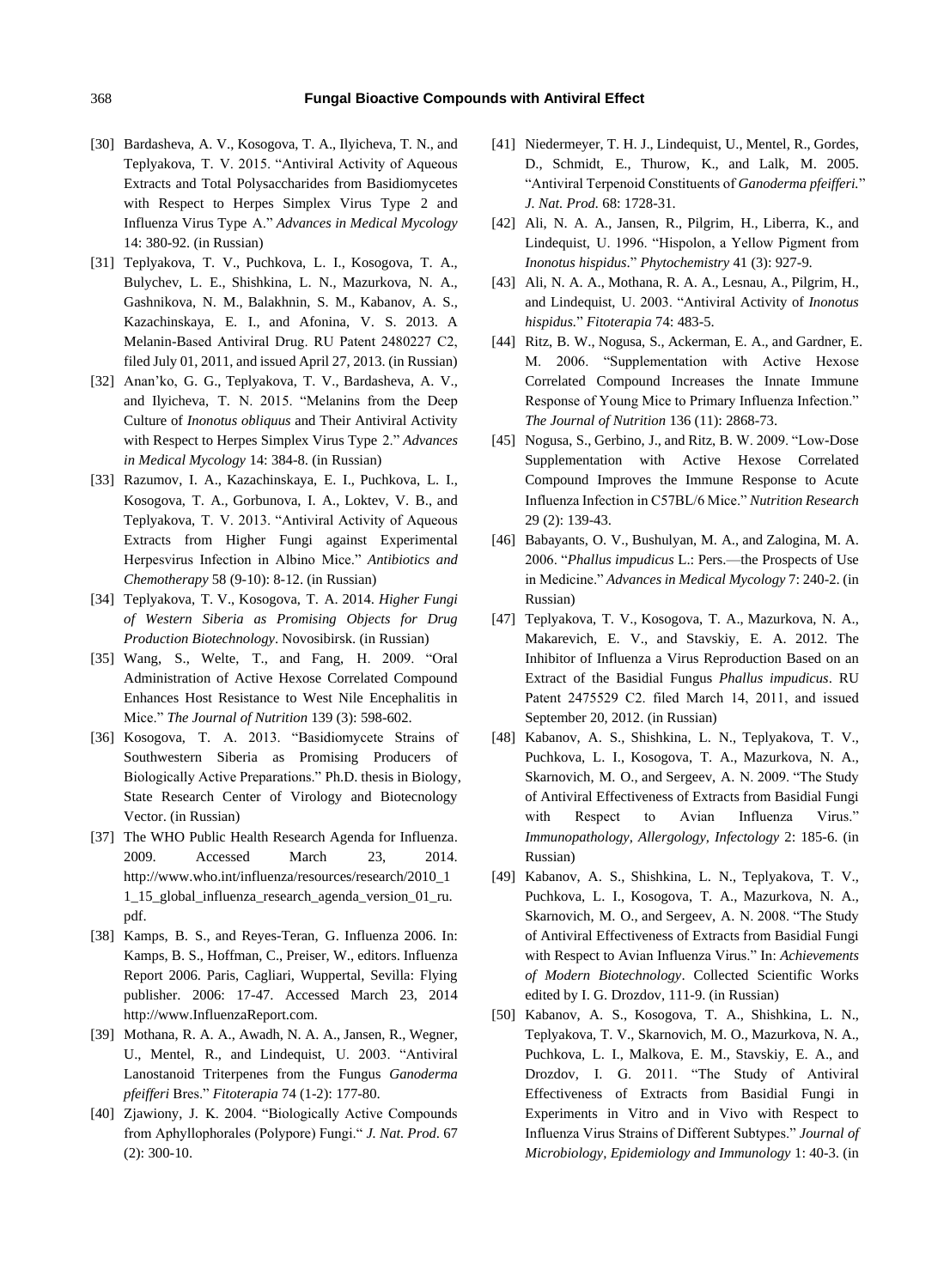[30] Bardasheva, A. V., Kosogova, T. A., Ilyicheva, T. N., and Teplyakova, T. V. 2015. "Antiviral Activity of Aqueous Extracts and Total Polysaccharides from Basidiomycetes with Respect to Herpes Simplex Virus Type 2 and Influenza Virus Type A." *Advances in Medical Mycology* 14: 380-92. (in Russian)

[31] Teplyakova, T. V., Puchkova, L. I., Kosogova, T. A., Bulychev, L. E., Shishkina, L. N., Mazurkova, N. A., Gashnikova, N. M., Balakhnin, S. M., Kabanov, A. S., Kazachinskaya, E. I., and Afonina, V. S. 2013. A Melanin-Based Antiviral Drug. RU Patent 2480227 C2, filed July 01, 2011, and issued April 27, 2013. (in Russian)

[32] Anan'ko, G. G., Teplyakova, T. V., Bardasheva, A. V., and Ilyicheva, T. N. 2015. "Melanins from the Deep Culture of *Inonotus obliquus* and Their Antiviral Activity with Respect to Herpes Simplex Virus Type 2." *Advances in Medical Mycology* 14: 384-8. (in Russian)

[33] Razumov, I. A., Kazachinskaya, E. I., Puchkova, L. I., Kosogova, T. A., Gorbunova, I. A., Loktev, V. B., and Teplyakova, T. V. 2013. "Antiviral Activity of Aqueous Extracts from Higher Fungi against Experimental Herpesvirus Infection in Albino Mice." *Antibiotics and Chemotherapy* 58 (9-10): 8-12. (in Russian)

[34] Teplyakova, T. V., Kosogova, T. A. 2014. *Higher Fungi of Western Siberia as Promising Objects for Drug Production Biotechnology*. Novosibirsk. (in Russian)

[35] Wang, S., Welte, T., and Fang, H. 2009. "Oral Administration of Active Hexose Correlated Compound Enhances Host Resistance to West Nile Encephalitis in Mice." *The Journal of Nutrition* 139 (3): 598-602.

[36] Kosogova, T. A. 2013. "Basidiomycete Strains of Southwestern Siberia as Promising Producers of Biologically Active Preparations." Ph.D. thesis in Biology, State Research Center of Virology and Biotecnology Vector. (in Russian)

[37] The WHO Public Health Research Agenda for Influenza. 2009. Accessed March 23, 2014. http://www.who.int/influenza/resources/research/2010_11_15_global_influenza_research_agenda_version_01_ru.pdf.

[38] Kamps, B. S., and Reyes-Teran, G. Influenza 2006. In: Kamps, B. S., Hoffman, C., Preiser, W., editors. Influenza Report 2006. Paris, Cagliari, Wuppertal, Sevilla: Flying publisher. 2006: 17-47. Accessed March 23, 2014 http://www.InfluenzaReport.com.

[39] Mothana, R. A. A., Awadh, N. A. A., Jansen, R., Wegner, U., Mentel, R., and Lindequist, U. 2003. "Antiviral Lanostanoid Triterpenes from the Fungus *Ganoderma pfeifferi* Bres." *Fitoterapia* 74 (1-2): 177-80.

[40] Zjawiony, J. K. 2004. "Biologically Active Compounds from Aphyllophorales (Polypore) Fungi." *J. Nat. Prod*. 67 (2): 300-10.

[41] Niedermeyer, T. H. J., Lindequist, U., Mentel, R., Gordes, D., Schmidt, E., Thurow, K., and Lalk, M. 2005. "Antiviral Terpenoid Constituents of *Ganoderma pfeifferi*." *J. Nat. Prod*. 68: 1728-31.

[42] Ali, N. A. A., Jansen, R., Pilgrim, H., Liberra, K., and Lindequist, U. 1996. "Hispolon, a Yellow Pigment from *Inonotus hispidus*." *Phytochemistry* 41 (3): 927-9.

[43] Ali, N. A. A., Mothana, R. A. A., Lesnau, A., Pilgrim, H., and Lindequist, U. 2003. "Antiviral Activity of *Inonotus hispidus*." *Fitoterapia* 74: 483-5.

[44] Ritz, B. W., Nogusa, S., Ackerman, E. A., and Gardner, E. M. 2006. "Supplementation with Active Hexose Correlated Compound Increases the Innate Immune Response of Young Mice to Primary Influenza Infection." *The Journal of Nutrition* 136 (11): 2868-73.

[45] Nogusa, S., Gerbino, J., and Ritz, B. W. 2009. "Low-Dose Supplementation with Active Hexose Correlated Compound Improves the Immune Response to Acute Influenza Infection in C57BL/6 Mice." *Nutrition Research* 29 (2): 139-43.

[46] Babayants, O. V., Bushulyan, M. A., and Zalogina, M. A. 2006. "*Phallus impudicus* L.: Pers.—the Prospects of Use in Medicine." *Advances in Medical Mycology* 7: 240-2. (in Russian)

[47] Teplyakova, T. V., Kosogova, T. A., Mazurkova, N. A., Makarevich, E. V., and Stavskiy, E. A. 2012. The Inhibitor of Influenza a Virus Reproduction Based on an Extract of the Basidial Fungus *Phallus impudicus*. RU Patent 2475529 C2. filed March 14, 2011, and issued September 20, 2012. (in Russian)

[48] Kabanov, A. S., Shishkina, L. N., Teplyakova, T. V., Puchkova, L. I., Kosogova, T. A., Mazurkova, N. A., Skarnovich, M. O., and Sergeev, A. N. 2009. "The Study of Antiviral Effectiveness of Extracts from Basidial Fungi with Respect to Avian Influenza Virus." *Immunopathology, Allergology, Infectology* 2: 185-6. (in Russian)

[49] Kabanov, A. S., Shishkina, L. N., Teplyakova, T. V., Puchkova, L. I., Kosogova, T. A., Mazurkova, N. A., Skarnovich, M. O., and Sergeev, A. N. 2008. "The Study of Antiviral Effectiveness of Extracts from Basidial Fungi with Respect to Avian Influenza Virus." In: *Achievements of Modern Biotechnology*. Collected Scientific Works edited by I. G. Drozdov, 111-9. (in Russian)

[50] Kabanov, A. S., Kosogova, T. A., Shishkina, L. N., Teplyakova, T. V., Skarnovich, M. O., Mazurkova, N. A., Puchkova, L. I., Malkova, E. M., Stavskiy, E. A., and Drozdov, I. G. 2011. "The Study of Antiviral Effectiveness of Extracts from Basidial Fungi in Experiments in Vitro and in Vivo with Respect to Influenza Virus Strains of Different Subtypes." *Journal of Microbiology, Epidemiology and Immunology* 1: 40-3. (in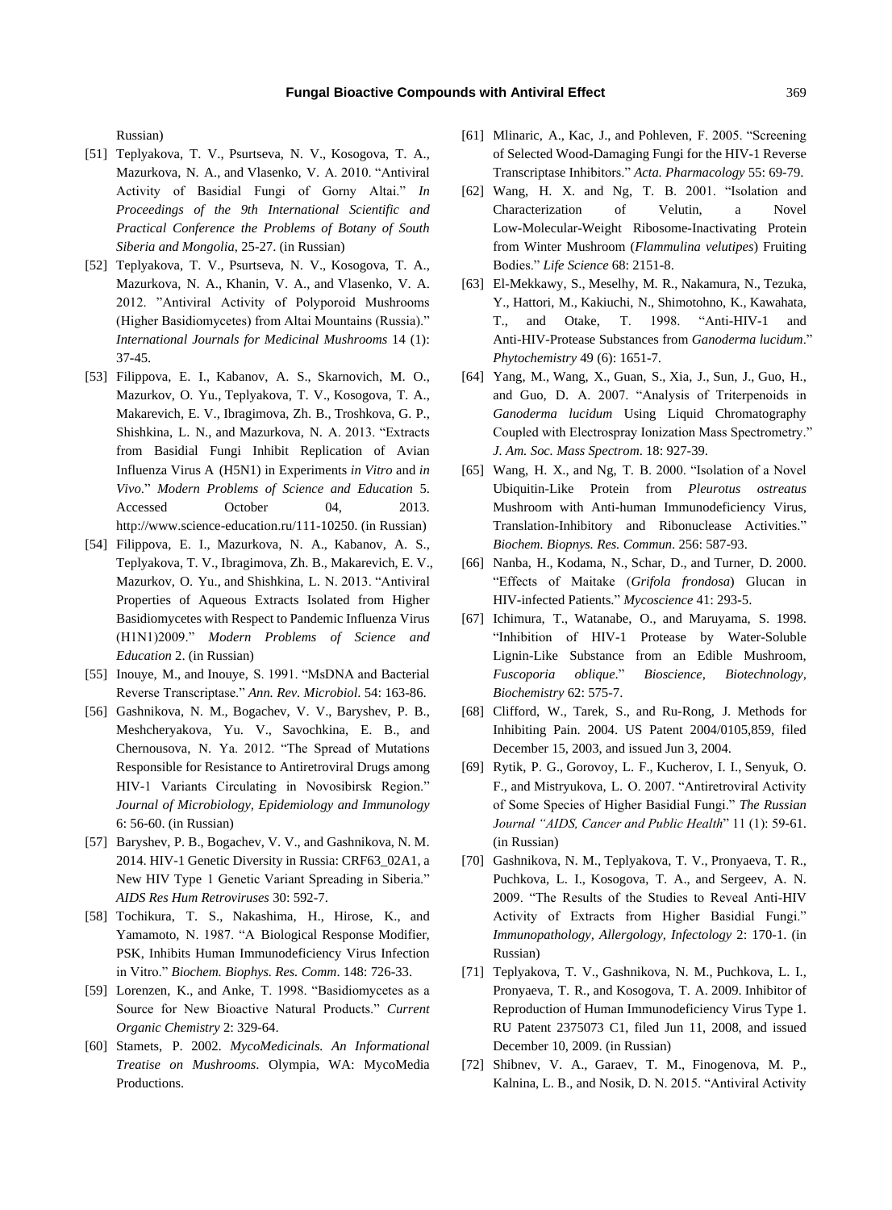Russian)

[51] Teplyakova, T. V., Psurtseva, N. V., Kosogova, T. A., Mazurkova, N. A., and Vlasenko, V. A. 2010. "Antiviral Activity of Basidial Fungi of Gorny Altai." *In Proceedings of the 9th International Scientific and Practical Conference the Problems of Botany of South Siberia and Mongolia*, 25-27. (in Russian)

[52] Teplyakova, T. V., Psurtseva, N. V., Kosogova, T. A., Mazurkova, N. A., Khanin, V. A., and Vlasenko, V. A. 2012. "Antiviral Activity of Polyporoid Mushrooms (Higher Basidiomycetes) from Altai Mountains (Russia)." *International Journals for Medicinal Mushrooms* 14 (1): 37-45.

[53] Filippova, E. I., Kabanov, A. S., Skarnovich, M. O., Mazurkov, O. Yu., Teplyakova, T. V., Kosogova, T. A., Makarevich, E. V., Ibragimova, Zh. B., Troshkova, G. P., Shishkina, L. N., and Mazurkova, N. A. 2013. "Extracts from Basidial Fungi Inhibit Replication of Avian Influenza Virus A (H5N1) in Experiments *in Vitro* and *in Vivo*." *Modern Problems of Science and Education* 5. Accessed October 04, 2013. http://www.science-education.ru/111-10250. (in Russian)

[54] Filippova, E. I., Mazurkova, N. A., Kabanov, A. S., Teplyakova, T. V., Ibragimova, Zh. B., Makarevich, E. V., Mazurkov, O. Yu., and Shishkina, L. N. 2013. "Antiviral Properties of Aqueous Extracts Isolated from Higher Basidiomycetes with Respect to Pandemic Influenza Virus (H1N1)2009." *Modern Problems of Science and Education* 2. (in Russian)

[55] Inouye, M., and Inouye, S. 1991. "MsDNA and Bacterial Reverse Transcriptase." *Ann. Rev. Microbiol*. 54: 163-86.

[56] Gashnikova, N. M., Bogachev, V. V., Baryshev, P. B., Meshcheryakova, Yu. V., Savochkina, E. B., and Chernousova, N. Ya. 2012. "The Spread of Mutations Responsible for Resistance to Antiretroviral Drugs among HIV-1 Variants Circulating in Novosibirsk Region." *Journal of Microbiology, Epidemiology and Immunology* 6: 56-60. (in Russian)

[57] Baryshev, P. B., Bogachev, V. V., and Gashnikova, N. M. 2014. HIV-1 Genetic Diversity in Russia: CRF63_02A1, a New HIV Type 1 Genetic Variant Spreading in Siberia." *AIDS Res Hum Retroviruses* 30: 592-7.

[58] Tochikura, T. S., Nakashima, H., Hirose, K., and Yamamoto, N. 1987. "A Biological Response Modifier, PSK, Inhibits Human Immunodeficiency Virus Infection in Vitro." *Biochem. Biophys. Res. Comm*. 148: 726-33.

[59] Lorenzen, K., and Anke, T. 1998. "Basidiomycetes as a Source for New Bioactive Natural Products." *Current Organic Chemistry* 2: 329-64.

[60] Stamets, P. 2002. *MycoMedicinals. An Informational Treatise on Mushrooms*. Olympia, WA: MycoMedia Productions.

[61] Mlinaric, A., Kac, J., and Pohleven, F. 2005. "Screening of Selected Wood-Damaging Fungi for the HIV-1 Reverse Transcriptase Inhibitors." *Acta. Pharmacology* 55: 69-79.

[62] Wang, H. X. and Ng, T. B. 2001. "Isolation and Characterization of Velutin, a Novel Low-Molecular-Weight Ribosome-Inactivating Protein from Winter Mushroom (*Flammulina velutipes*) Fruiting Bodies." *Life Science* 68: 2151-8.

[63] El-Mekkawy, S., Meselhy, M. R., Nakamura, N., Tezuka, Y., Hattori, M., Kakiuchi, N., Shimotohno, K., Kawahata, T., and Otake, T. 1998. "Anti-HIV-1 and Anti-HIV-Protease Substances from *Ganoderma lucidum*." *Phytochemistry* 49 (6): 1651-7.

[64] Yang, M., Wang, X., Guan, S., Xia, J., Sun, J., Guo, H., and Guo, D. A. 2007. "Analysis of Triterpenoids in *Ganoderma lucidum* Using Liquid Chromatography Coupled with Electrospray Ionization Mass Spectrometry." *J. Am. Soc. Mass Spectrom*. 18: 927-39.

[65] Wang, H. X., and Ng, T. B. 2000. "Isolation of a Novel Ubiquitin-Like Protein from *Pleurotus ostreatus* Mushroom with Anti-human Immunodeficiency Virus, Translation-Inhibitory and Ribonuclease Activities." *Biochem. Biopnys. Res. Commun*. 256: 587-93.

[66] Nanba, H., Kodama, N., Schar, D., and Turner, D. 2000. "Effects of Maitake (*Grifola frondosa*) Glucan in HIV-infected Patients." *Mycoscience* 41: 293-5.

[67] Ichimura, T., Watanabe, O., and Maruyama, S. 1998. "Inhibition of HIV-1 Protease by Water-Soluble Lignin-Like Substance from an Edible Mushroom, *Fuscoporia oblique*." *Bioscience, Biotechnology, Biochemistry* 62: 575-7.

[68] Clifford, W., Tarek, S., and Ru-Rong, J. Methods for Inhibiting Pain. 2004. US Patent 2004/0105,859, filed December 15, 2003, and issued Jun 3, 2004.

[69] Rytik, P. G., Gorovoy, L. F., Kucherov, I. I., Senyuk, O. F., and Mistryukova, L. O. 2007. "Antiretroviral Activity of Some Species of Higher Basidial Fungi." *The Russian Journal "AIDS, Cancer and Public Health*" 11 (1): 59-61. (in Russian)

[70] Gashnikova, N. M., Teplyakova, T. V., Pronyaeva, T. R., Puchkova, L. I., Kosogova, T. A., and Sergeev, A. N. 2009. "The Results of the Studies to Reveal Anti-HIV Activity of Extracts from Higher Basidial Fungi." *Immunopathology, Allergology, Infectology* 2: 170-1. (in Russian)

[71] Teplyakova, T. V., Gashnikova, N. M., Puchkova, L. I., Pronyaeva, T. R., and Kosogova, T. A. 2009. Inhibitor of Reproduction of Human Immunodeficiency Virus Type 1. RU Patent 2375073 C1, filed Jun 11, 2008, and issued December 10, 2009. (in Russian)

[72] Shibnev, V. A., Garaev, T. M., Finogenova, M. P., Kalnina, L. B., and Nosik, D. N. 2015. "Antiviral Activity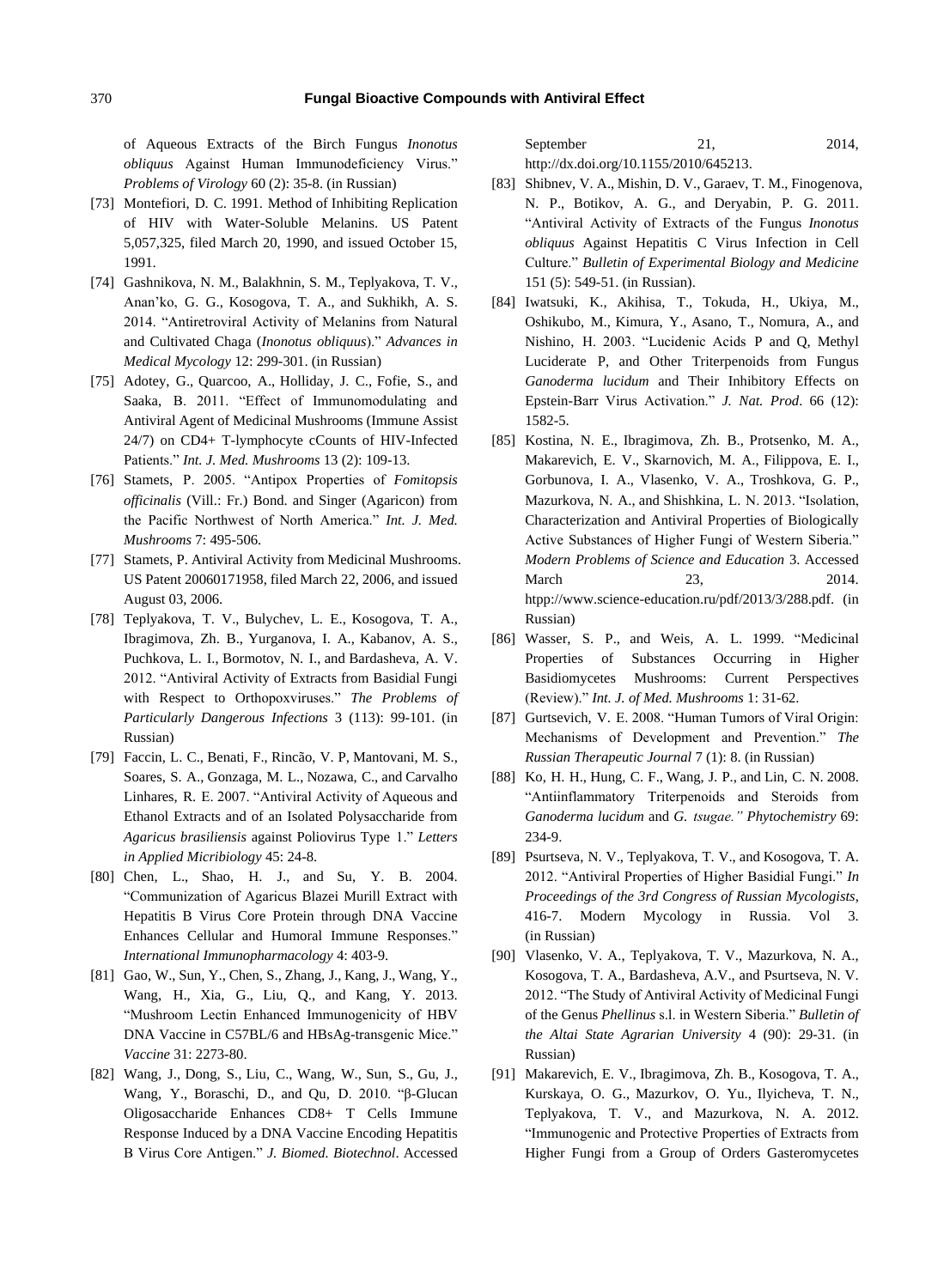of Aqueous Extracts of the Birch Fungus *Inonotus obliquus* Against Human Immunodeficiency Virus." *Problems of Virology* 60 (2): 35-8. (in Russian)

[73] Montefiori, D. C. 1991. Method of Inhibiting Replication of HIV with Water-Soluble Melanins. US Patent 5,057,325, filed March 20, 1990, and issued October 15, 1991.

[74] Gashnikova, N. M., Balakhnin, S. M., Teplyakova, T. V., Anan'ko, G. G., Kosogova, T. A., and Sukhikh, A. S. 2014. "Antiretroviral Activity of Melanins from Natural and Cultivated Chaga (*Inonotus obliquus*)." *Advances in Medical Mycology* 12: 299-301. (in Russian)

[75] Adotey, G., Quarcoo, A., Holliday, J. C., Fofie, S., and Saaka, B. 2011. "Effect of Immunomodulating and Antiviral Agent of Medicinal Mushrooms (Immune Assist 24/7) on CD4+ T-lymphocyte cCounts of HIV-Infected Patients." *Int. J. Med. Mushrooms* 13 (2): 109-13.

[76] Stamets, P. 2005. "Antipox Properties of *Fomitopsis officinalis* (Vill.: Fr.) Bond. and Singer (Agaricon) from the Pacific Northwest of North America." *Int. J. Med. Mushrooms* 7: 495-506.

[77] Stamets, P. Antiviral Activity from Medicinal Mushrooms. US Patent 20060171958, filed March 22, 2006, and issued August 03, 2006.

[78] Teplyakova, T. V., Bulychev, L. E., Kosogova, T. A., Ibragimova, Zh. B., Yurganova, I. A., Kabanov, A. S., Puchkova, L. I., Bormotov, N. I., and Bardasheva, A. V. 2012. "Antiviral Activity of Extracts from Basidial Fungi with Respect to Orthopoxviruses." *The Problems of Particularly Dangerous Infections* 3 (113): 99-101. (in Russian)

[79] Faccin, L. C., Benati, F., Rincão, V. P, Mantovani, M. S., Soares, S. A., Gonzaga, M. L., Nozawa, C., and Carvalho Linhares, R. E. 2007. "Antiviral Activity of Aqueous and Ethanol Extracts and of an Isolated Polysaccharide from *Agaricus brasiliensis* against Poliovirus Type 1." *Letters in Applied Micribiology* 45: 24-8.

[80] Chen, L., Shao, H. J., and Su, Y. B. 2004. "Communization of Agaricus Blazei Murill Extract with Hepatitis B Virus Core Protein through DNA Vaccine Enhances Cellular and Humoral Immune Responses." *International Immunopharmacology* 4: 403-9.

[81] Gao, W., Sun, Y., Chen, S., Zhang, J., Kang, J., Wang, Y., Wang, H., Xia, G., Liu, Q., and Kang, Y. 2013. "Mushroom Lectin Enhanced Immunogenicity of HBV DNA Vaccine in C57BL/6 and HBsAg-transgenic Mice." *Vaccine* 31: 2273-80.

[82] Wang, J., Dong, S., Liu, C., Wang, W., Sun, S., Gu, J., Wang, Y., Boraschi, D., and Qu, D. 2010. "β-Glucan Oligosaccharide Enhances CD8+ T Cells Immune Response Induced by a DNA Vaccine Encoding Hepatitis B Virus Core Antigen." *J. Biomed. Biotechnol*. Accessed September 21, 2014, http://dx.doi.org/10.1155/2010/645213.

[83] Shibnev, V. A., Mishin, D. V., Garaev, T. M., Finogenova, N. P., Botikov, A. G., and Deryabin, P. G. 2011. "Antiviral Activity of Extracts of the Fungus *Inonotus obliquus* Against Hepatitis C Virus Infection in Cell Culture." *Bulletin of Experimental Biology and Medicine* 151 (5): 549-51. (in Russian).

[84] Iwatsuki, K., Akihisa, T., Tokuda, H., Ukiya, M., Oshikubo, M., Kimura, Y., Asano, T., Nomura, A., and Nishino, H. 2003. "Lucidenic Acids P and Q, Methyl Luciderate P, and Other Triterpenoids from Fungus *Ganoderma lucidum* and Their Inhibitory Effects on Epstein-Barr Virus Activation." *J. Nat. Prod*. 66 (12): 1582-5.

[85] Kostina, N. E., Ibragimova, Zh. B., Protsenko, M. A., Makarevich, E. V., Skarnovich, M. A., Filippova, E. I., Gorbunova, I. A., Vlasenko, V. A., Troshkova, G. P., Mazurkova, N. A., and Shishkina, L. N. 2013. "Isolation, Characterization and Antiviral Properties of Biologically Active Substances of Higher Fungi of Western Siberia." *Modern Problems of Science and Education* 3. Accessed March 23, 2014. htpp://www.science-education.ru/pdf/2013/3/288.pdf. (in Russian)

[86] Wasser, S. P., and Weis, A. L. 1999. "Medicinal Properties of Substances Occurring in Higher Basidiomycetes Mushrooms: Current Perspectives (Review)." *Int. J. of Med. Mushrooms* 1: 31-62.

[87] Gurtsevich, V. E. 2008. "Human Tumors of Viral Origin: Mechanisms of Development and Prevention." *The Russian Therapeutic Journal* 7 (1): 8. (in Russian)

[88] Ko, H. H., Hung, C. F., Wang, J. P., and Lin, C. N. 2008. "Antiinflammatory Triterpenoids and Steroids from *Ganoderma lucidum* and *G. tsugae." Phytochemistry* 69: 234-9.

[89] Psurtseva, N. V., Teplyakova, T. V., and Kosogova, T. A. 2012. "Antiviral Properties of Higher Basidial Fungi." *In Proceedings of the 3rd Congress of Russian Mycologists*, 416-7. Modern Mycology in Russia. Vol 3. (in Russian)

[90] Vlasenko, V. A., Teplyakova, T. V., Mazurkova, N. A., Kosogova, T. A., Bardasheva, A.V., and Psurtseva, N. V. 2012. "The Study of Antiviral Activity of Medicinal Fungi of the Genus *Phellinus* s.l. in Western Siberia." *Bulletin of the Altai State Agrarian University* 4 (90): 29-31. (in Russian)

[91] Makarevich, E. V., Ibragimova, Zh. B., Kosogova, T. A., Kurskaya, O. G., Mazurkov, O. Yu., Ilyicheva, T. N., Teplyakova, T. V., and Mazurkova, N. A. 2012. "Immunogenic and Protective Properties of Extracts from Higher Fungi from a Group of Orders Gasteromycetes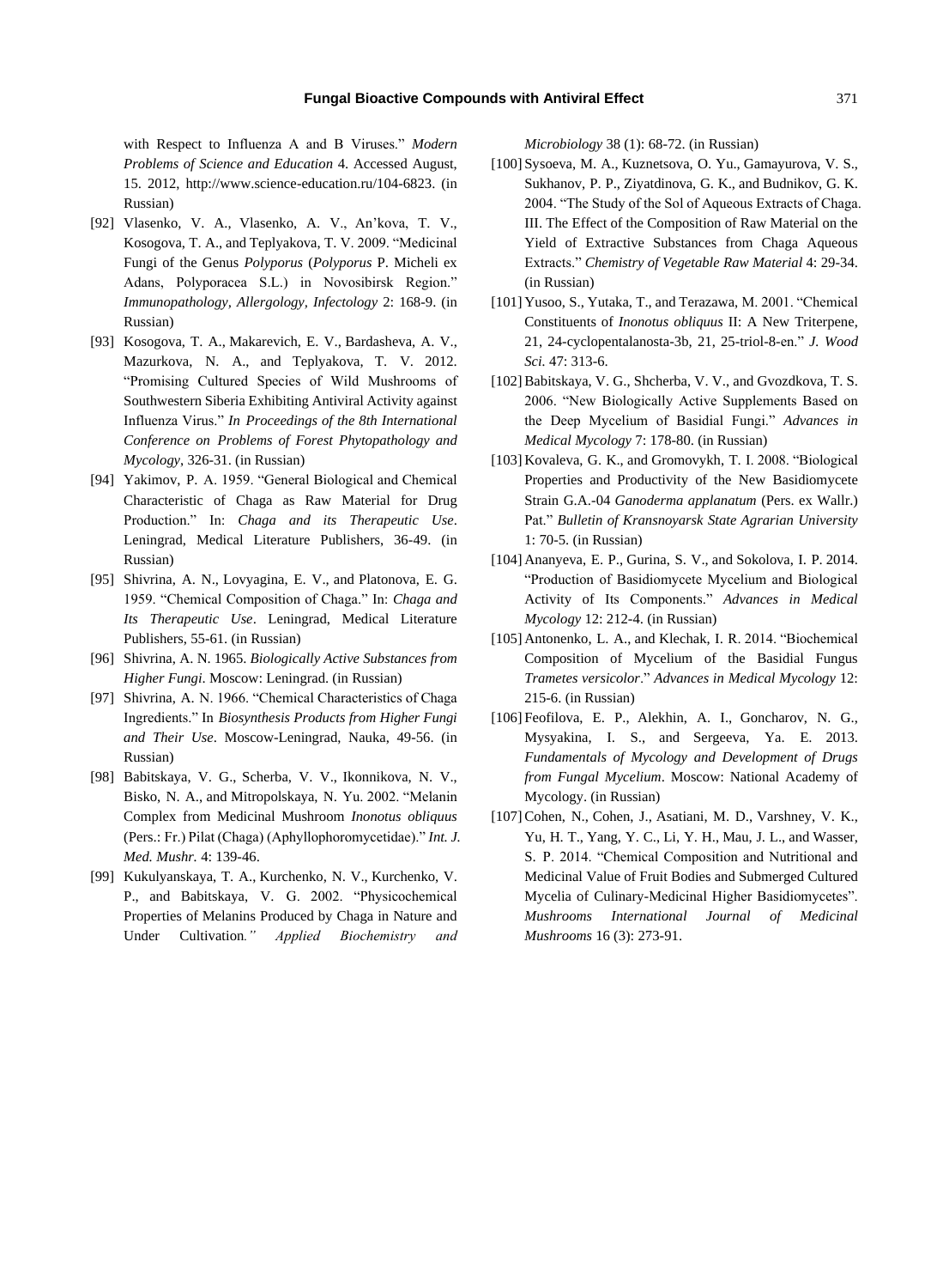with Respect to Influenza A and B Viruses." *Modern Problems of Science and Education* 4. Accessed August, 15. 2012, http://www.science-education.ru/104-6823. (in Russian)

[92] Vlasenko, V. A., Vlasenko, A. V., An'kova, T. V., Kosogova, T. A., and Teplyakova, T. V. 2009. "Medicinal Fungi of the Genus *Polyporus* (*Polyporus* P. Micheli ex Adans, Polyporacea S.L.) in Novosibirsk Region." *Immunopathology, Allergology, Infectology* 2: 168-9. (in Russian)

[93] Kosogova, T. A., Makarevich, E. V., Bardasheva, A. V., Mazurkova, N. A., and Teplyakova, T. V. 2012. "Promising Cultured Species of Wild Mushrooms of Southwestern Siberia Exhibiting Antiviral Activity against Influenza Virus." *In Proceedings of the 8th International Conference on Problems of Forest Phytopathology and Mycology*, 326-31. (in Russian)

[94] Yakimov, P. A. 1959. "General Biological and Chemical Characteristic of Chaga as Raw Material for Drug Production." In: *Chaga and its Therapeutic Use*. Leningrad, Medical Literature Publishers, 36-49. (in Russian)

[95] Shivrina, A. N., Lovyagina, E. V., and Platonova, E. G. 1959. "Chemical Composition of Chaga." In: *Chaga and Its Therapeutic Use*. Leningrad, Medical Literature Publishers, 55-61. (in Russian)

[96] Shivrina, A. N. 1965. *Biologically Active Substances from Higher Fungi*. Moscow: Leningrad. (in Russian)

[97] Shivrina, A. N. 1966. "Chemical Characteristics of Chaga Ingredients." In *Biosynthesis Products from Higher Fungi and Their Use*. Moscow-Leningrad, Nauka, 49-56. (in Russian)

[98] Babitskaya, V. G., Scherba, V. V., Ikonnikova, N. V., Bisko, N. A., and Mitropolskaya, N. Yu. 2002. "Melanin Complex from Medicinal Mushroom *Inonotus obliquus* (Pers.: Fr.) Pilat (Chaga) (Aphyllophoromycetidae)." *Int. J. Med. Mushr.* 4: 139-46.

[99] Kukulyanskaya, T. A., Kurchenko, N. V., Kurchenko, V. P., and Babitskaya, V. G. 2002. "Physicochemical Properties of Melanins Produced by Chaga in Nature and Under Cultivation." *Applied Biochemistry and Microbiology* 38 (1): 68-72. (in Russian)

[100] Sysoeva, M. A., Kuznetsova, O. Yu., Gamayurova, V. S., Sukhanov, P. P., Ziyatdinova, G. K., and Budnikov, G. K. 2004. "The Study of the Sol of Aqueous Extracts of Chaga. III. The Effect of the Composition of Raw Material on the Yield of Extractive Substances from Chaga Aqueous Extracts." *Chemistry of Vegetable Raw Material* 4: 29-34. (in Russian)

[101] Yusoo, S., Yutaka, T., and Terazawa, M. 2001. "Chemical Constituents of *Inonotus obliquus* II: A New Triterpene, 21, 24-cyclopentalanosta-3b, 21, 25-triol-8-en." *J. Wood Sci.* 47: 313-6.

[102] Babitskaya, V. G., Shcherba, V. V., and Gvozdkova, T. S. 2006. "New Biologically Active Supplements Based on the Deep Mycelium of Basidial Fungi." *Advances in Medical Mycology* 7: 178-80. (in Russian)

[103] Kovaleva, G. K., and Gromovykh, T. I. 2008. "Biological Properties and Productivity of the New Basidiomycete Strain G.A.-04 *Ganoderma applanatum* (Pers. ex Wallr.) Pat." *Bulletin of Kransnoyarsk State Agrarian University* 1: 70-5. (in Russian)

[104] Ananyeva, E. P., Gurina, S. V., and Sokolova, I. P. 2014. "Production of Basidiomycete Mycelium and Biological Activity of Its Components." *Advances in Medical Mycology* 12: 212-4. (in Russian)

[105] Antonenko, L. A., and Klechak, I. R. 2014. "Biochemical Composition of Mycelium of the Basidial Fungus *Trametes versicolor*." *Advances in Medical Mycology* 12: 215-6. (in Russian)

[106] Feofilova, E. P., Alekhin, A. I., Goncharov, N. G., Mysyakina, I. S., and Sergeeva, Ya. E. 2013. *Fundamentals of Mycology and Development of Drugs from Fungal Mycelium*. Moscow: National Academy of Mycology. (in Russian)

[107] Cohen, N., Cohen, J., Asatiani, M. D., Varshney, V. K., Yu, H. T., Yang, Y. C., Li, Y. H., Mau, J. L., and Wasser, S. P. 2014. "Chemical Composition and Nutritional and Medicinal Value of Fruit Bodies and Submerged Cultured Mycelia of Culinary-Medicinal Higher Basidiomycetes". *Mushrooms International Journal of Medicinal Mushrooms* 16 (3): 273-91.